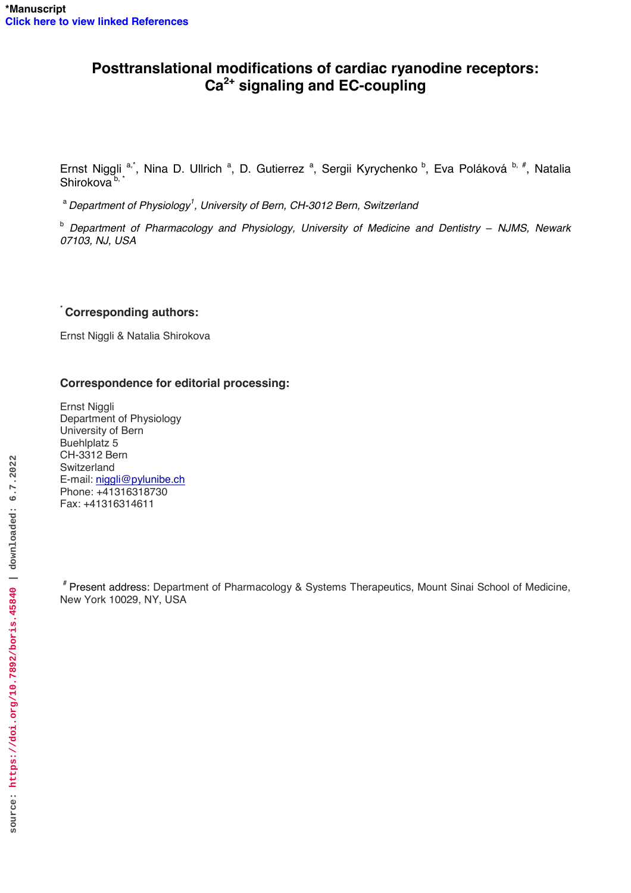*Manuscript

Click here to view linked References

# Posttranslational modifications of cardiac ryanodine receptors: $Ca^{2+}$ signaling and EC-coupling

Ernst Niggli [a,*], Nina D. Ullrich [a], D. Gutierrez [a], Sergii Kyrychenko [b], Eva Poláková [b,#], Natalia Shirokova [b,*]

[a] *Department of Physiology[1], University of Bern, CH-3012 Bern, Switzerland*

[b] *Department of Pharmacology and Physiology, University of Medicine and Dentistry – NJMS, Newark 07103, NJ, USA*

### [*] Corresponding authors:

Ernst Niggli & Natalia Shirokova

### Correspondence for editorial processing:

Ernst Niggli
Department of Physiology
University of Bern
Buehlplatz 5
CH-3312 Bern
Switzerland
E-mail: niggli@pylunibe.ch
Phone: +41316318730
Fax: +41316314611

[#] Present address: Department of Pharmacology & Systems Therapeutics, Mount Sinai School of Medicine, New York 10029, NY, USA

source: https://doi.org/10.7892/boris.45840 | downloaded: 6.7.2022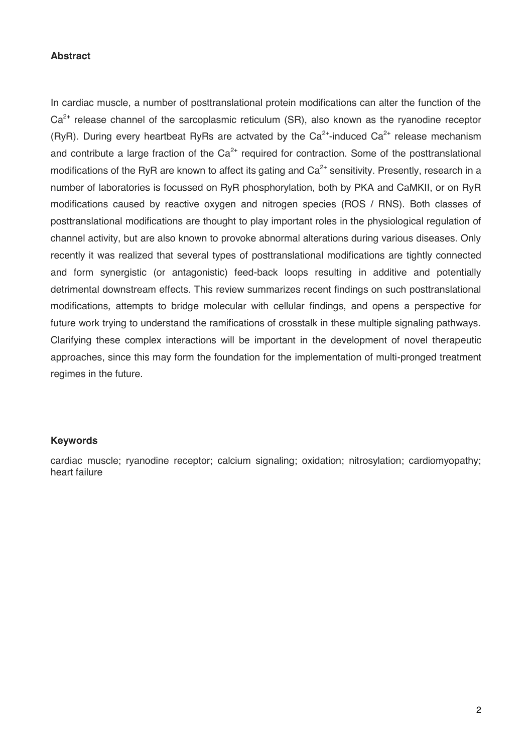**Abstract**

In cardiac muscle, a number of posttranslational protein modifications can alter the function of the $Ca^{2+}$ release channel of the sarcoplasmic reticulum (SR), also known as the ryanodine receptor (RyR). During every heartbeat RyRs are actvated by the $Ca^{2+}$-induced $Ca^{2+}$ release mechanism and contribute a large fraction of the $Ca^{2+}$ required for contraction. Some of the posttranslational modifications of the RyR are known to affect its gating and $Ca^{2+}$ sensitivity. Presently, research in a number of laboratories is focussed on RyR phosphorylation, both by PKA and CaMKII, or on RyR modifications caused by reactive oxygen and nitrogen species (ROS / RNS). Both classes of posttranslational modifications are thought to play important roles in the physiological regulation of channel activity, but are also known to provoke abnormal alterations during various diseases. Only recently it was realized that several types of posttranslational modifications are tightly connected and form synergistic (or antagonistic) feed-back loops resulting in additive and potentially detrimental downstream effects. This review summarizes recent findings on such posttranslational modifications, attempts to bridge molecular with cellular findings, and opens a perspective for future work trying to understand the ramifications of crosstalk in these multiple signaling pathways. Clarifying these complex interactions will be important in the development of novel therapeutic approaches, since this may form the foundation for the implementation of multi-pronged treatment regimes in the future.

**Keywords**

cardiac muscle; ryanodine receptor; calcium signaling; oxidation; nitrosylation; cardiomyopathy; heart failure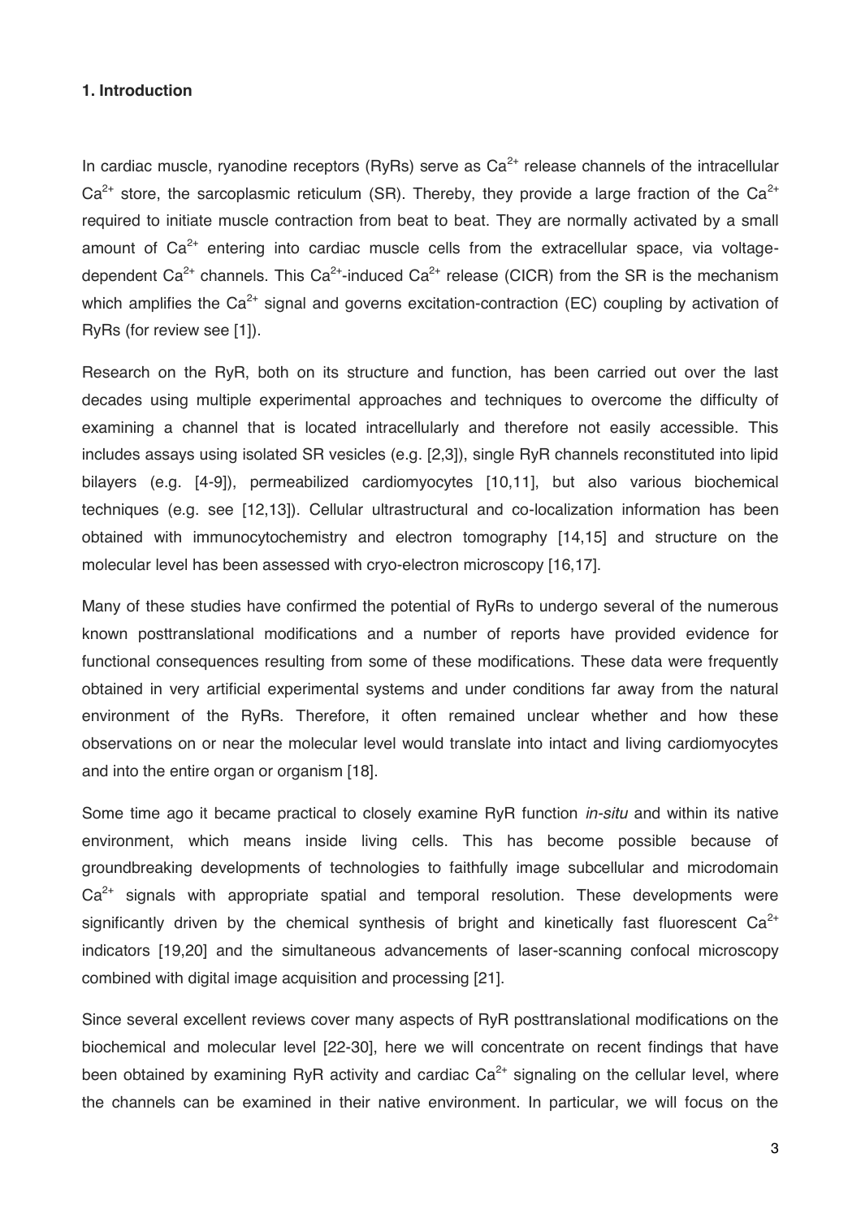## 1. Introduction

In cardiac muscle, ryanodine receptors (RyRs) serve as $Ca^{2+}$ release channels of the intracellular $Ca^{2+}$ store, the sarcoplasmic reticulum (SR). Thereby, they provide a large fraction of the $Ca^{2+}$ required to initiate muscle contraction from beat to beat. They are normally activated by a small amount of $Ca^{2+}$ entering into cardiac muscle cells from the extracellular space, via voltage-dependent $Ca^{2+}$ channels. This $Ca^{2+}$-induced $Ca^{2+}$ release (CICR) from the SR is the mechanism which amplifies the $Ca^{2+}$ signal and governs excitation-contraction (EC) coupling by activation of RyRs (for review see [1]).

Research on the RyR, both on its structure and function, has been carried out over the last decades using multiple experimental approaches and techniques to overcome the difficulty of examining a channel that is located intracellularly and therefore not easily accessible. This includes assays using isolated SR vesicles (e.g. [2,3]), single RyR channels reconstituted into lipid bilayers (e.g. [4-9]), permeabilized cardiomyocytes [10,11], but also various biochemical techniques (e.g. see [12,13]). Cellular ultrastructural and co-localization information has been obtained with immunocytochemistry and electron tomography [14,15] and structure on the molecular level has been assessed with cryo-electron microscopy [16,17].

Many of these studies have confirmed the potential of RyRs to undergo several of the numerous known posttranslational modifications and a number of reports have provided evidence for functional consequences resulting from some of these modifications. These data were frequently obtained in very artificial experimental systems and under conditions far away from the natural environment of the RyRs. Therefore, it often remained unclear whether and how these observations on or near the molecular level would translate into intact and living cardiomyocytes and into the entire organ or organism [18].

Some time ago it became practical to closely examine RyR function *in-situ* and within its native environment, which means inside living cells. This has become possible because of groundbreaking developments of technologies to faithfully image subcellular and microdomain $Ca^{2+}$ signals with appropriate spatial and temporal resolution. These developments were significantly driven by the chemical synthesis of bright and kinetically fast fluorescent $Ca^{2+}$ indicators [19,20] and the simultaneous advancements of laser-scanning confocal microscopy combined with digital image acquisition and processing [21].

Since several excellent reviews cover many aspects of RyR posttranslational modifications on the biochemical and molecular level [22-30], here we will concentrate on recent findings that have been obtained by examining RyR activity and cardiac $Ca^{2+}$ signaling on the cellular level, where the channels can be examined in their native environment. In particular, we will focus on the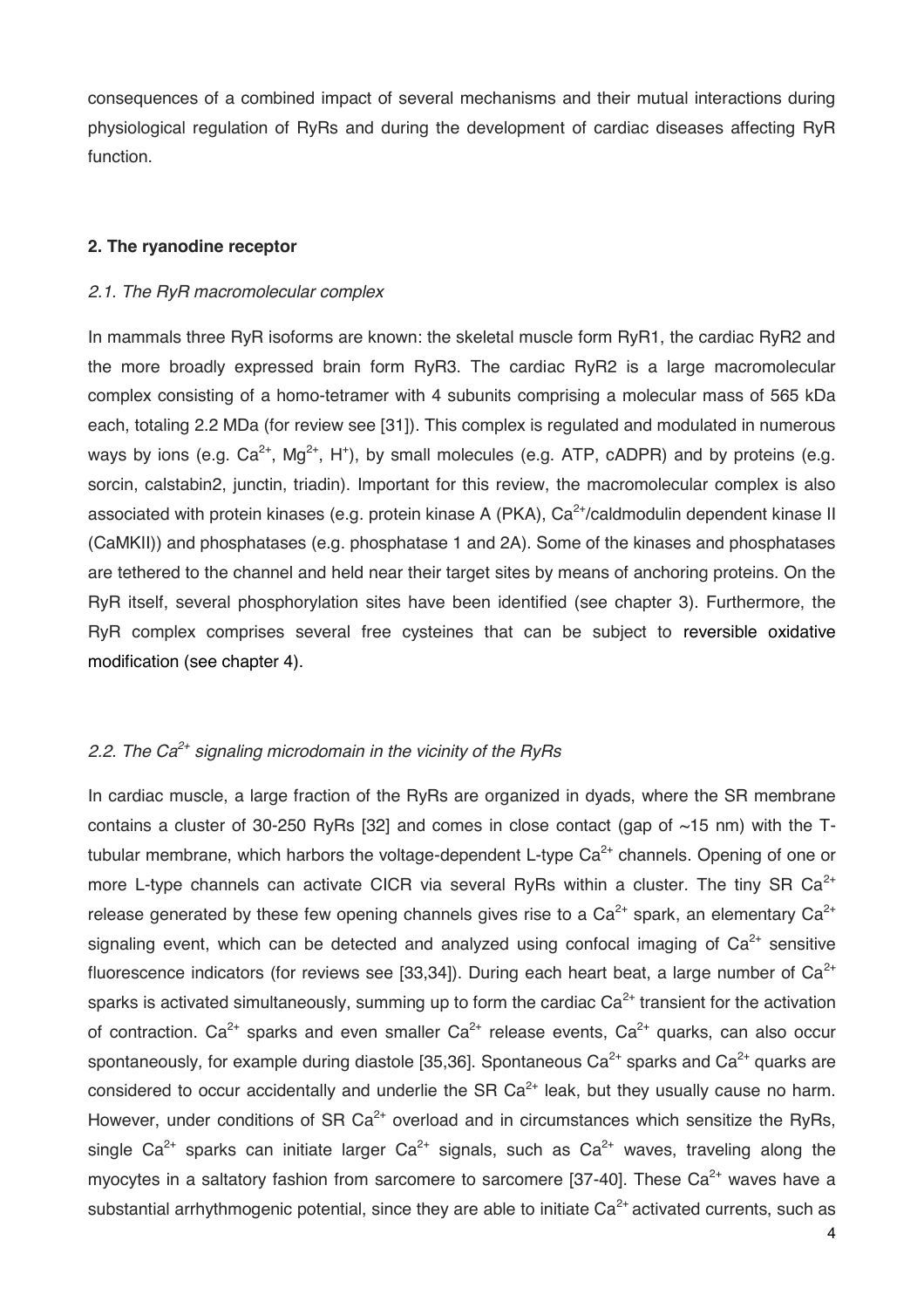consequences of a combined impact of several mechanisms and their mutual interactions during physiological regulation of RyRs and during the development of cardiac diseases affecting RyR function.

### 2. The ryanodine receptor

#### *2.1. The RyR macromolecular complex*

In mammals three RyR isoforms are known: the skeletal muscle form RyR1, the cardiac RyR2 and the more broadly expressed brain form RyR3. The cardiac RyR2 is a large macromolecular complex consisting of a homo-tetramer with 4 subunits comprising a molecular mass of 565 kDa each, totaling 2.2 MDa (for review see [31]). This complex is regulated and modulated in numerous ways by ions (e.g. $Ca^{2+}$, $Mg^{2+}$, $H^{+}$), by small molecules (e.g. ATP, cADPR) and by proteins (e.g. sorcin, calstabin2, junctin, triadin). Important for this review, the macromolecular complex is also associated with protein kinases (e.g. protein kinase A (PKA), $Ca^{2+}$/caldmodulin dependent kinase II (CaMKII)) and phosphatases (e.g. phosphatase 1 and 2A). Some of the kinases and phosphatases are tethered to the channel and held near their target sites by means of anchoring proteins. On the RyR itself, several phosphorylation sites have been identified (see chapter 3). Furthermore, the RyR complex comprises several free cysteines that can be subject to reversible oxidative modification (see chapter 4).

#### *2.2. The $Ca^{2+}$ signaling microdomain in the vicinity of the RyRs*

In cardiac muscle, a large fraction of the RyRs are organized in dyads, where the SR membrane contains a cluster of 30-250 RyRs [32] and comes in close contact (gap of ~15 nm) with the T-tubular membrane, which harbors the voltage-dependent L-type $Ca^{2+}$ channels. Opening of one or more L-type channels can activate CICR via several RyRs within a cluster. The tiny SR $Ca^{2+}$ release generated by these few opening channels gives rise to a $Ca^{2+}$ spark, an elementary $Ca^{2+}$ signaling event, which can be detected and analyzed using confocal imaging of $Ca^{2+}$ sensitive fluorescence indicators (for reviews see [33,34]). During each heart beat, a large number of $Ca^{2+}$ sparks is activated simultaneously, summing up to form the cardiac $Ca^{2+}$ transient for the activation of contraction. $Ca^{2+}$ sparks and even smaller $Ca^{2+}$ release events, $Ca^{2+}$ quarks, can also occur spontaneously, for example during diastole [35,36]. Spontaneous $Ca^{2+}$ sparks and $Ca^{2+}$ quarks are considered to occur accidentally and underlie the SR $Ca^{2+}$ leak, but they usually cause no harm. However, under conditions of SR $Ca^{2+}$ overload and in circumstances which sensitize the RyRs, single $Ca^{2+}$ sparks can initiate larger $Ca^{2+}$ signals, such as $Ca^{2+}$ waves, traveling along the myocytes in a saltatory fashion from sarcomere to sarcomere [37-40]. These $Ca^{2+}$ waves have a substantial arrhythmogenic potential, since they are able to initiate $Ca^{2+}$ activated currents, such as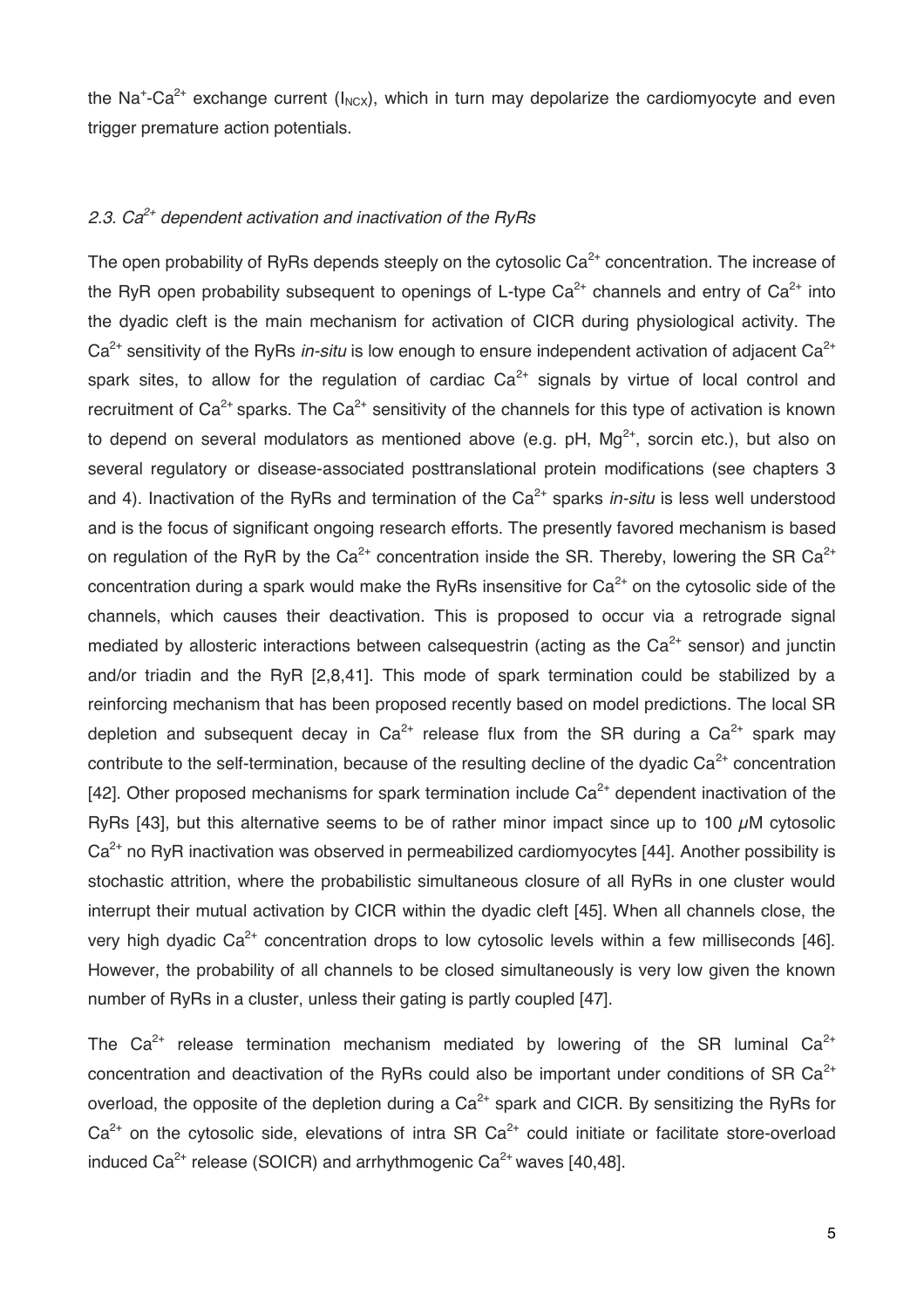the $Na^+$-$Ca^{2+}$ exchange current ($I_{NCX}$), which in turn may depolarize the cardiomyocyte and even trigger premature action potentials.

### *2.3. $Ca^{2+}$ dependent activation and inactivation of the RyRs*

The open probability of RyRs depends steeply on the cytosolic $Ca^{2+}$ concentration. The increase of the RyR open probability subsequent to openings of L-type $Ca^{2+}$ channels and entry of $Ca^{2+}$ into the dyadic cleft is the main mechanism for activation of CICR during physiological activity. The $Ca^{2+}$ sensitivity of the RyRs *in-situ* is low enough to ensure independent activation of adjacent $Ca^{2+}$ spark sites, to allow for the regulation of cardiac $Ca^{2+}$ signals by virtue of local control and recruitment of $Ca^{2+}$ sparks. The $Ca^{2+}$ sensitivity of the channels for this type of activation is known to depend on several modulators as mentioned above (e.g. pH, $Mg^{2+}$, sorcin etc.), but also on several regulatory or disease-associated posttranslational protein modifications (see chapters 3 and 4). Inactivation of the RyRs and termination of the $Ca^{2+}$ sparks *in-situ* is less well understood and is the focus of significant ongoing research efforts. The presently favored mechanism is based on regulation of the RyR by the $Ca^{2+}$ concentration inside the SR. Thereby, lowering the SR $Ca^{2+}$ concentration during a spark would make the RyRs insensitive for $Ca^{2+}$ on the cytosolic side of the channels, which causes their deactivation. This is proposed to occur via a retrograde signal mediated by allosteric interactions between calsequestrin (acting as the $Ca^{2+}$ sensor) and junctin and/or triadin and the RyR [2,8,41]. This mode of spark termination could be stabilized by a reinforcing mechanism that has been proposed recently based on model predictions. The local SR depletion and subsequent decay in $Ca^{2+}$ release flux from the SR during a $Ca^{2+}$ spark may contribute to the self-termination, because of the resulting decline of the dyadic $Ca^{2+}$ concentration [42]. Other proposed mechanisms for spark termination include $Ca^{2+}$ dependent inactivation of the RyRs [43], but this alternative seems to be of rather minor impact since up to 100 $\mu$M cytosolic $Ca^{2+}$ no RyR inactivation was observed in permeabilized cardiomyocytes [44]. Another possibility is stochastic attrition, where the probabilistic simultaneous closure of all RyRs in one cluster would interrupt their mutual activation by CICR within the dyadic cleft [45]. When all channels close, the very high dyadic $Ca^{2+}$ concentration drops to low cytosolic levels within a few milliseconds [46]. However, the probability of all channels to be closed simultaneously is very low given the known number of RyRs in a cluster, unless their gating is partly coupled [47].

The $Ca^{2+}$ release termination mechanism mediated by lowering of the SR luminal $Ca^{2+}$ concentration and deactivation of the RyRs could also be important under conditions of SR $Ca^{2+}$ overload, the opposite of the depletion during a $Ca^{2+}$ spark and CICR. By sensitizing the RyRs for $Ca^{2+}$ on the cytosolic side, elevations of intra SR $Ca^{2+}$ could initiate or facilitate store-overload induced $Ca^{2+}$ release (SOICR) and arrhythmogenic $Ca^{2+}$ waves [40,48].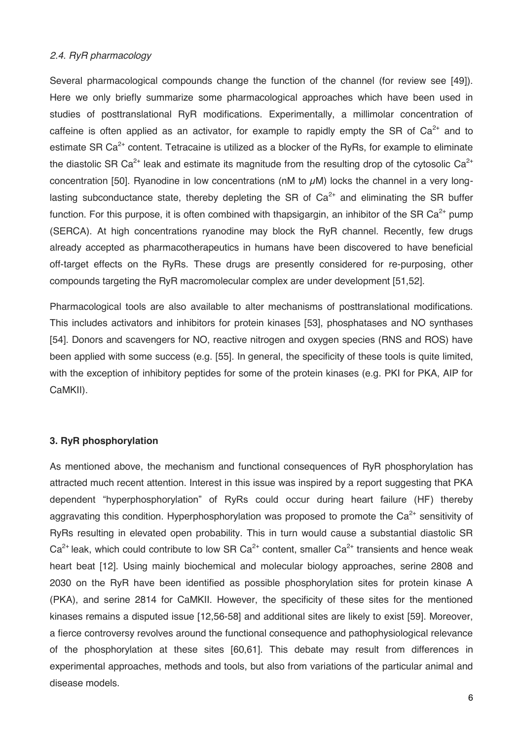### *2.4. RyR pharmacology*

Several pharmacological compounds change the function of the channel (for review see [49]). Here we only briefly summarize some pharmacological approaches which have been used in studies of posttranslational RyR modifications. Experimentally, a millimolar concentration of caffeine is often applied as an activator, for example to rapidly empty the SR of $Ca^{2+}$ and to estimate SR $Ca^{2+}$ content. Tetracaine is utilized as a blocker of the RyRs, for example to eliminate the diastolic SR $Ca^{2+}$ leak and estimate its magnitude from the resulting drop of the cytosolic $Ca^{2+}$ concentration [50]. Ryanodine in low concentrations (nM to $\mu$M) locks the channel in a very long-lasting subconductance state, thereby depleting the SR of $Ca^{2+}$ and eliminating the SR buffer function. For this purpose, it is often combined with thapsigargin, an inhibitor of the SR $Ca^{2+}$ pump (SERCA). At high concentrations ryanodine may block the RyR channel. Recently, few drugs already accepted as pharmacotherapeutics in humans have been discovered to have beneficial off-target effects on the RyRs. These drugs are presently considered for re-purposing, other compounds targeting the RyR macromolecular complex are under development [51,52].

Pharmacological tools are also available to alter mechanisms of posttranslational modifications. This includes activators and inhibitors for protein kinases [53], phosphatases and NO synthases [54]. Donors and scavengers for NO, reactive nitrogen and oxygen species (RNS and ROS) have been applied with some success (e.g. [55]. In general, the specificity of these tools is quite limited, with the exception of inhibitory peptides for some of the protein kinases (e.g. PKI for PKA, AIP for CaMKII).

## 3. RyR phosphorylation

As mentioned above, the mechanism and functional consequences of RyR phosphorylation has attracted much recent attention. Interest in this issue was inspired by a report suggesting that PKA dependent "hyperphosphorylation" of RyRs could occur during heart failure (HF) thereby aggravating this condition. Hyperphosphorylation was proposed to promote the $Ca^{2+}$ sensitivity of RyRs resulting in elevated open probability. This in turn would cause a substantial diastolic SR $Ca^{2+}$ leak, which could contribute to low SR $Ca^{2+}$ content, smaller $Ca^{2+}$ transients and hence weak heart beat [12]. Using mainly biochemical and molecular biology approaches, serine 2808 and 2030 on the RyR have been identified as possible phosphorylation sites for protein kinase A (PKA), and serine 2814 for CaMKII. However, the specificity of these sites for the mentioned kinases remains a disputed issue [12,56-58] and additional sites are likely to exist [59]. Moreover, a fierce controversy revolves around the functional consequence and pathophysiological relevance of the phosphorylation at these sites [60,61]. This debate may result from differences in experimental approaches, methods and tools, but also from variations of the particular animal and disease models.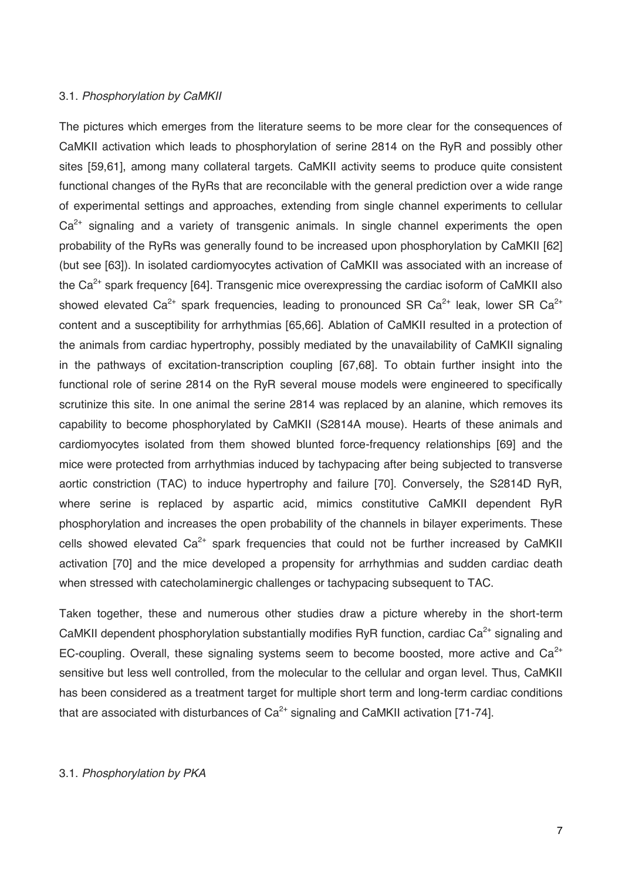### 3.1. *Phosphorylation by CaMKII*

The pictures which emerges from the literature seems to be more clear for the consequences of CaMKII activation which leads to phosphorylation of serine 2814 on the RyR and possibly other sites [59,61], among many collateral targets. CaMKII activity seems to produce quite consistent functional changes of the RyRs that are reconcilable with the general prediction over a wide range of experimental settings and approaches, extending from single channel experiments to cellular $Ca^{2+}$ signaling and a variety of transgenic animals. In single channel experiments the open probability of the RyRs was generally found to be increased upon phosphorylation by CaMKII [62] (but see [63]). In isolated cardiomyocytes activation of CaMKII was associated with an increase of the $Ca^{2+}$ spark frequency [64]. Transgenic mice overexpressing the cardiac isoform of CaMKII also showed elevated $Ca^{2+}$ spark frequencies, leading to pronounced SR $Ca^{2+}$ leak, lower SR $Ca^{2+}$ content and a susceptibility for arrhythmias [65,66]. Ablation of CaMKII resulted in a protection of the animals from cardiac hypertrophy, possibly mediated by the unavailability of CaMKII signaling in the pathways of excitation-transcription coupling [67,68]. To obtain further insight into the functional role of serine 2814 on the RyR several mouse models were engineered to specifically scrutinize this site. In one animal the serine 2814 was replaced by an alanine, which removes its capability to become phosphorylated by CaMKII (S2814A mouse). Hearts of these animals and cardiomyocytes isolated from them showed blunted force-frequency relationships [69] and the mice were protected from arrhythmias induced by tachypacing after being subjected to transverse aortic constriction (TAC) to induce hypertrophy and failure [70]. Conversely, the S2814D RyR, where serine is replaced by aspartic acid, mimics constitutive CaMKII dependent RyR phosphorylation and increases the open probability of the channels in bilayer experiments. These cells showed elevated $Ca^{2+}$ spark frequencies that could not be further increased by CaMKII activation [70] and the mice developed a propensity for arrhythmias and sudden cardiac death when stressed with catecholaminergic challenges or tachypacing subsequent to TAC.

Taken together, these and numerous other studies draw a picture whereby in the short-term CaMKII dependent phosphorylation substantially modifies RyR function, cardiac $Ca^{2+}$ signaling and EC-coupling. Overall, these signaling systems seem to become boosted, more active and $Ca^{2+}$ sensitive but less well controlled, from the molecular to the cellular and organ level. Thus, CaMKII has been considered as a treatment target for multiple short term and long-term cardiac conditions that are associated with disturbances of $Ca^{2+}$ signaling and CaMKII activation [71-74].

### 3.1. *Phosphorylation by PKA*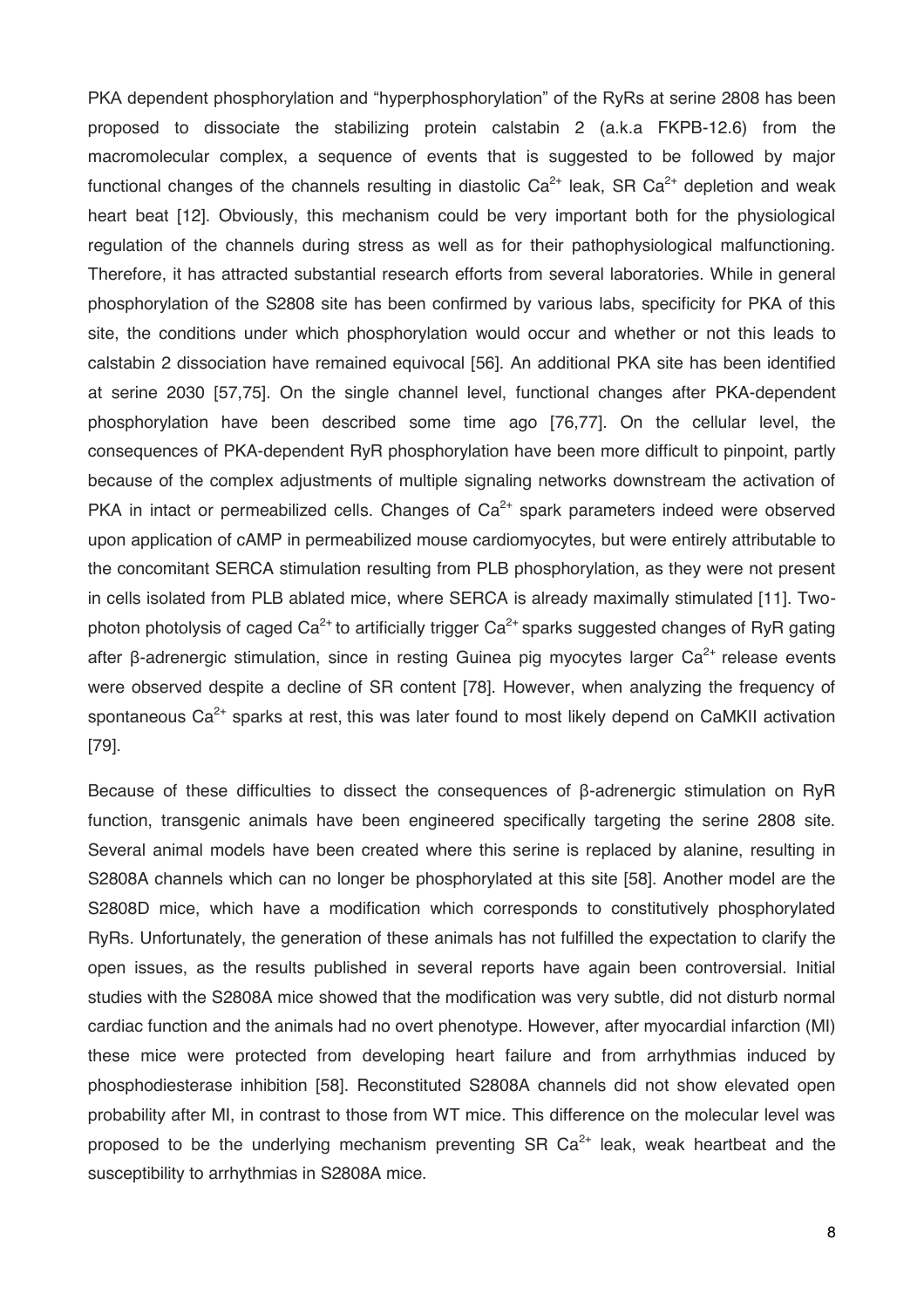PKA dependent phosphorylation and "hyperphosphorylation" of the RyRs at serine 2808 has been proposed to dissociate the stabilizing protein calstabin 2 (a.k.a FKPB-12.6) from the macromolecular complex, a sequence of events that is suggested to be followed by major functional changes of the channels resulting in diastolic $Ca^{2+}$ leak, SR $Ca^{2+}$ depletion and weak heart beat [12]. Obviously, this mechanism could be very important both for the physiological regulation of the channels during stress as well as for their pathophysiological malfunctioning. Therefore, it has attracted substantial research efforts from several laboratories. While in general phosphorylation of the S2808 site has been confirmed by various labs, specificity for PKA of this site, the conditions under which phosphorylation would occur and whether or not this leads to calstabin 2 dissociation have remained equivocal [56]. An additional PKA site has been identified at serine 2030 [57,75]. On the single channel level, functional changes after PKA-dependent phosphorylation have been described some time ago [76,77]. On the cellular level, the consequences of PKA-dependent RyR phosphorylation have been more difficult to pinpoint, partly because of the complex adjustments of multiple signaling networks downstream the activation of PKA in intact or permeabilized cells. Changes of $Ca^{2+}$ spark parameters indeed were observed upon application of cAMP in permeabilized mouse cardiomyocytes, but were entirely attributable to the concomitant SERCA stimulation resulting from PLB phosphorylation, as they were not present in cells isolated from PLB ablated mice, where SERCA is already maximally stimulated [11]. Two-photon photolysis of caged $Ca^{2+}$ to artificially trigger $Ca^{2+}$ sparks suggested changes of RyR gating after β-adrenergic stimulation, since in resting Guinea pig myocytes larger $Ca^{2+}$ release events were observed despite a decline of SR content [78]. However, when analyzing the frequency of spontaneous $Ca^{2+}$ sparks at rest, this was later found to most likely depend on CaMKII activation [79].

Because of these difficulties to dissect the consequences of β-adrenergic stimulation on RyR function, transgenic animals have been engineered specifically targeting the serine 2808 site. Several animal models have been created where this serine is replaced by alanine, resulting in S2808A channels which can no longer be phosphorylated at this site [58]. Another model are the S2808D mice, which have a modification which corresponds to constitutively phosphorylated RyRs. Unfortunately, the generation of these animals has not fulfilled the expectation to clarify the open issues, as the results published in several reports have again been controversial. Initial studies with the S2808A mice showed that the modification was very subtle, did not disturb normal cardiac function and the animals had no overt phenotype. However, after myocardial infarction (MI) these mice were protected from developing heart failure and from arrhythmias induced by phosphodiesterase inhibition [58]. Reconstituted S2808A channels did not show elevated open probability after MI, in contrast to those from WT mice. This difference on the molecular level was proposed to be the underlying mechanism preventing SR $Ca^{2+}$ leak, weak heartbeat and the susceptibility to arrhythmias in S2808A mice.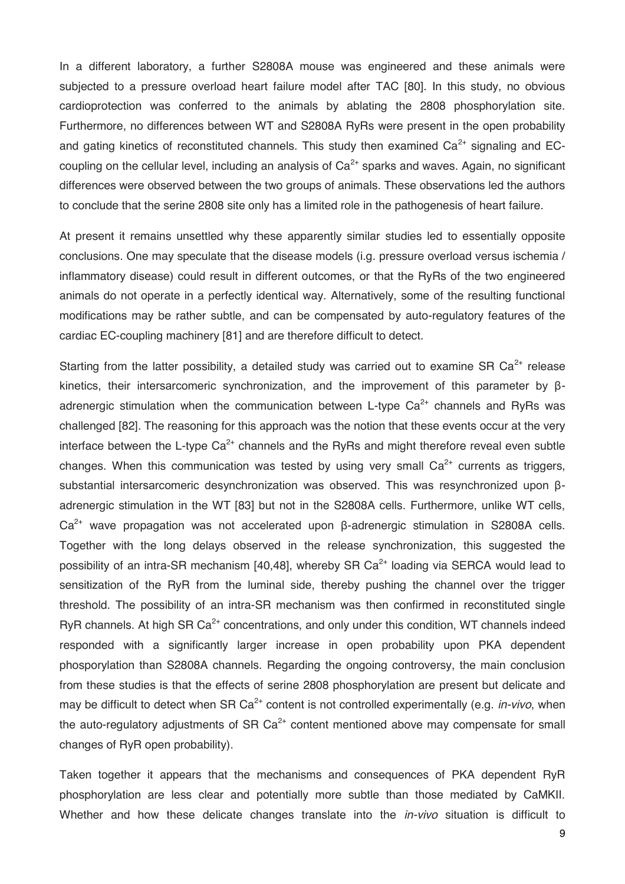In a different laboratory, a further S2808A mouse was engineered and these animals were subjected to a pressure overload heart failure model after TAC [80]. In this study, no obvious cardioprotection was conferred to the animals by ablating the 2808 phosphorylation site. Furthermore, no differences between WT and S2808A RyRs were present in the open probability and gating kinetics of reconstituted channels. This study then examined $Ca^{2+}$ signaling and EC-coupling on the cellular level, including an analysis of $Ca^{2+}$ sparks and waves. Again, no significant differences were observed between the two groups of animals. These observations led the authors to conclude that the serine 2808 site only has a limited role in the pathogenesis of heart failure.

At present it remains unsettled why these apparently similar studies led to essentially opposite conclusions. One may speculate that the disease models (i.e. pressure overload versus ischemia / inflammatory disease) could result in different outcomes, or that the RyRs of the two engineered animals do not operate in a perfectly identical way. Alternatively, some of the resulting functional modifications may be rather subtle, and can be compensated by auto-regulatory features of the cardiac EC-coupling machinery [81] and are therefore difficult to detect.

Starting from the latter possibility, a detailed study was carried out to examine SR $Ca^{2+}$ release kinetics, their intersarcomeric synchronization, and the improvement of this parameter by β-adrenergic stimulation when the communication between L-type $Ca^{2+}$ channels and RyRs was challenged [82]. The reasoning for this approach was the notion that these events occur at the very interface between the L-type $Ca^{2+}$ channels and the RyRs and might therefore reveal even subtle changes. When this communication was tested by using very small $Ca^{2+}$ currents as triggers, substantial intersarcomeric desynchronization was observed. This was resynchronized upon β-adrenergic stimulation in the WT [83] but not in the S2808A cells. Furthermore, unlike WT cells, $Ca^{2+}$ wave propagation was not accelerated upon β-adrenergic stimulation in S2808A cells. Together with the long delays observed in the release synchronization, this suggested the possibility of an intra-SR mechanism [40,48], whereby SR $Ca^{2+}$ loading via SERCA would lead to sensitization of the RyR from the luminal side, thereby pushing the channel over the trigger threshold. The possibility of an intra-SR mechanism was then confirmed in reconstituted single RyR channels. At high SR $Ca^{2+}$ concentrations, and only under this condition, WT channels indeed responded with a significantly larger increase in open probability upon PKA dependent phosporylation than S2808A channels. Regarding the ongoing controversy, the main conclusion from these studies is that the effects of serine 2808 phosphorylation are present but delicate and may be difficult to detect when SR $Ca^{2+}$ content is not controlled experimentally (e.g. *in-vivo*, when the auto-regulatory adjustments of SR $Ca^{2+}$ content mentioned above may compensate for small changes of RyR open probability).

Taken together it appears that the mechanisms and consequences of PKA dependent RyR phosphorylation are less clear and potentially more subtle than those mediated by CaMKII. Whether and how these delicate changes translate into the *in-vivo* situation is difficult to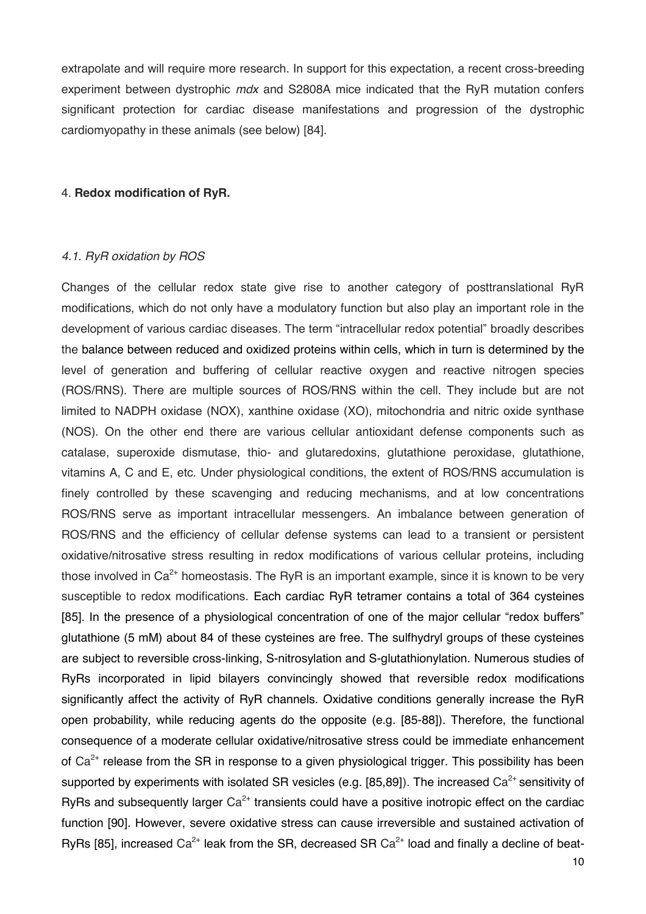extrapolate and will require more research. In support for this expectation, a recent cross-breeding experiment between dystrophic *mdx* and S2808A mice indicated that the RyR mutation confers significant protection for cardiac disease manifestations and progression of the dystrophic cardiomyopathy in these animals (see below) [84].

## 4. **Redox modification of RyR.**

### *4.1. RyR oxidation by ROS*

Changes of the cellular redox state give rise to another category of posttranslational RyR modifications, which do not only have a modulatory function but also play an important role in the development of various cardiac diseases. The term "intracellular redox potential" broadly describes the balance between reduced and oxidized proteins within cells, which in turn is determined by the level of generation and buffering of cellular reactive oxygen and reactive nitrogen species (ROS/RNS). There are multiple sources of ROS/RNS within the cell. They include but are not limited to NADPH oxidase (NOX), xanthine oxidase (XO), mitochondria and nitric oxide synthase (NOS). On the other end there are various cellular antioxidant defense components such as catalase, superoxide dismutase, thio- and glutaredoxins, glutathione peroxidase, glutathione, vitamins A, C and E, etc. Under physiological conditions, the extent of ROS/RNS accumulation is finely controlled by these scavenging and reducing mechanisms, and at low concentrations ROS/RNS serve as important intracellular messengers. An imbalance between generation of ROS/RNS and the efficiency of cellular defense systems can lead to a transient or persistent oxidative/nitrosative stress resulting in redox modifications of various cellular proteins, including those involved in $Ca^{2+}$ homeostasis. The RyR is an important example, since it is known to be very susceptible to redox modifications. Each cardiac RyR tetramer contains a total of 364 cysteines [85]. In the presence of a physiological concentration of one of the major cellular "redox buffers" glutathione (5 mM) about 84 of these cysteines are free. The sulfhydryl groups of these cysteines are subject to reversible cross-linking, S-nitrosylation and S-glutathionylation. Numerous studies of RyRs incorporated in lipid bilayers convincingly showed that reversible redox modifications significantly affect the activity of RyR channels. Oxidative conditions generally increase the RyR open probability, while reducing agents do the opposite (e.g. [85-88]). Therefore, the functional consequence of a moderate cellular oxidative/nitrosative stress could be immediate enhancement of $Ca^{2+}$ release from the SR in response to a given physiological trigger. This possibility has been supported by experiments with isolated SR vesicles (e.g. [85,89]). The increased $Ca^{2+}$ sensitivity of RyRs and subsequently larger $Ca^{2+}$ transients could have a positive inotropic effect on the cardiac function [90]. However, severe oxidative stress can cause irreversible and sustained activation of RyRs [85], increased $Ca^{2+}$ leak from the SR, decreased SR $Ca^{2+}$ load and finally a decline of beat-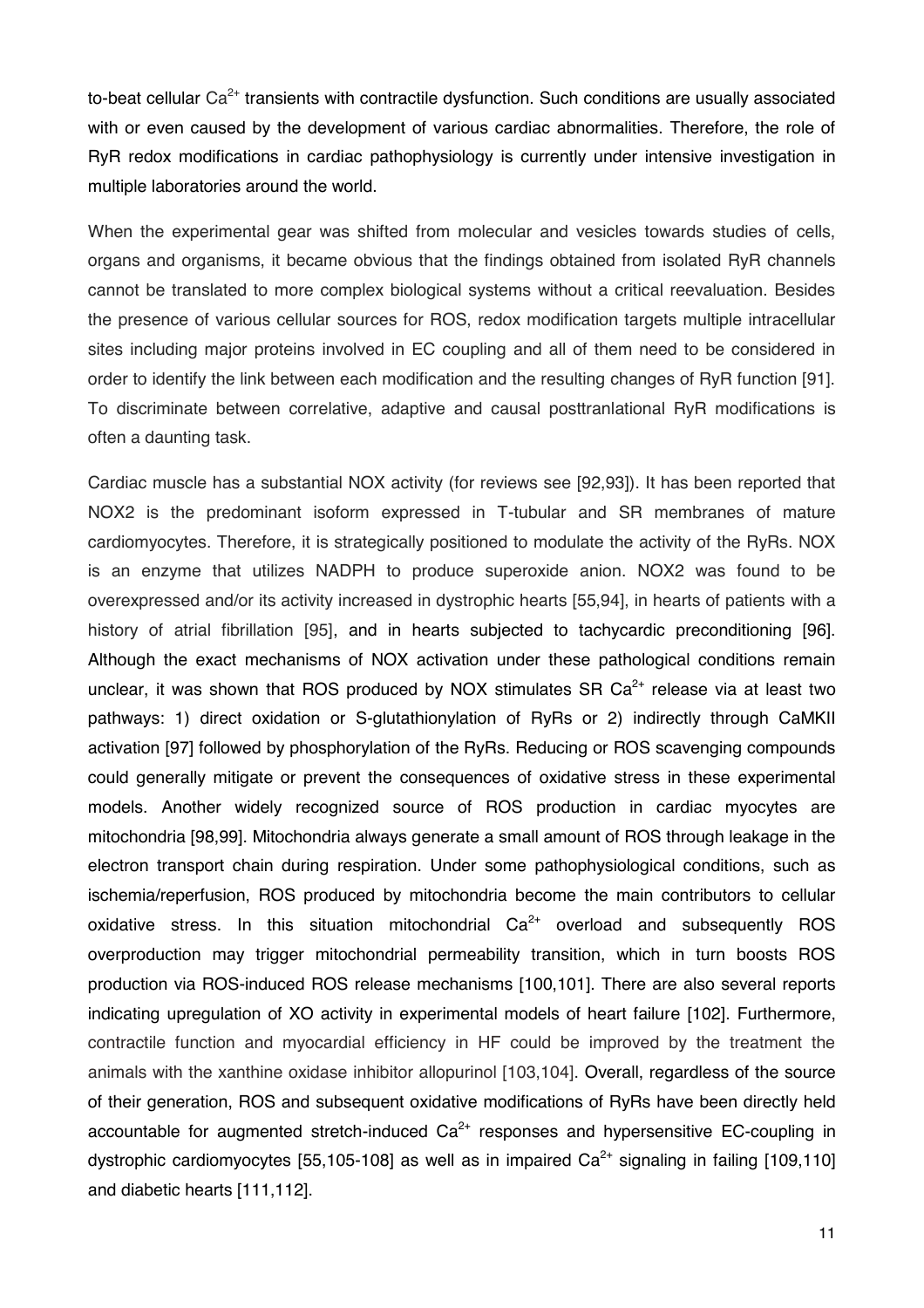to-beat cellular $Ca^{2+}$ transients with contractile dysfunction. Such conditions are usually associated with or even caused by the development of various cardiac abnormalities. Therefore, the role of RyR redox modifications in cardiac pathophysiology is currently under intensive investigation in multiple laboratories around the world.

When the experimental gear was shifted from molecular and vesicles towards studies of cells, organs and organisms, it became obvious that the findings obtained from isolated RyR channels cannot be translated to more complex biological systems without a critical reevaluation. Besides the presence of various cellular sources for ROS, redox modification targets multiple intracellular sites including major proteins involved in EC coupling and all of them need to be considered in order to identify the link between each modification and the resulting changes of RyR function [91]. To discriminate between correlative, adaptive and causal posttranlational RyR modifications is often a daunting task.

Cardiac muscle has a substantial NOX activity (for reviews see [92,93]). It has been reported that NOX2 is the predominant isoform expressed in T-tubular and SR membranes of mature cardiomyocytes. Therefore, it is strategically positioned to modulate the activity of the RyRs. NOX is an enzyme that utilizes NADPH to produce superoxide anion. NOX2 was found to be overexpressed and/or its activity increased in dystrophic hearts [55,94], in hearts of patients with a history of atrial fibrillation [95], and in hearts subjected to tachycardic preconditioning [96]. Although the exact mechanisms of NOX activation under these pathological conditions remain unclear, it was shown that ROS produced by NOX stimulates SR $Ca^{2+}$ release via at least two pathways: 1) direct oxidation or S-glutathionylation of RyRs or 2) indirectly through CaMKII activation [97] followed by phosphorylation of the RyRs. Reducing or ROS scavenging compounds could generally mitigate or prevent the consequences of oxidative stress in these experimental models. Another widely recognized source of ROS production in cardiac myocytes are mitochondria [98,99]. Mitochondria always generate a small amount of ROS through leakage in the electron transport chain during respiration. Under some pathophysiological conditions, such as ischemia/reperfusion, ROS produced by mitochondria become the main contributors to cellular oxidative stress. In this situation mitochondrial $Ca^{2+}$ overload and subsequently ROS overproduction may trigger mitochondrial permeability transition, which in turn boosts ROS production via ROS-induced ROS release mechanisms [100,101]. There are also several reports indicating upregulation of XO activity in experimental models of heart failure [102]. Furthermore, contractile function and myocardial efficiency in HF could be improved by the treatment the animals with the xanthine oxidase inhibitor allopurinol [103,104]. Overall, regardless of the source of their generation, ROS and subsequent oxidative modifications of RyRs have been directly held accountable for augmented stretch-induced $Ca^{2+}$ responses and hypersensitive EC-coupling in dystrophic cardiomyocytes [55,105-108] as well as in impaired $Ca^{2+}$ signaling in failing [109,110] and diabetic hearts [111,112].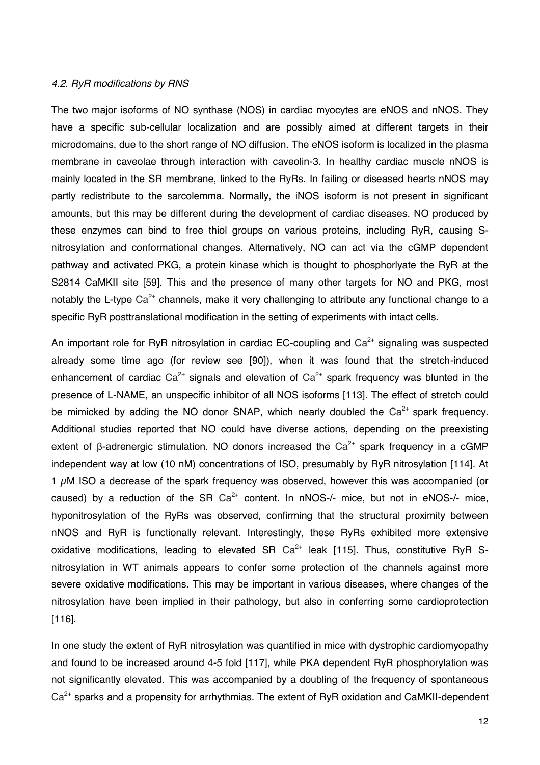*4.2. RyR modifications by RNS*

The two major isoforms of NO synthase (NOS) in cardiac myocytes are eNOS and nNOS. They have a specific sub-cellular localization and are possibly aimed at different targets in their microdomains, due to the short range of NO diffusion. The eNOS isoform is localized in the plasma membrane in caveolae through interaction with caveolin-3. In healthy cardiac muscle nNOS is mainly located in the SR membrane, linked to the RyRs. In failing or diseased hearts nNOS may partly redistribute to the sarcolemma. Normally, the iNOS isoform is not present in significant amounts, but this may be different during the development of cardiac diseases. NO produced by these enzymes can bind to free thiol groups on various proteins, including RyR, causing S-nitrosylation and conformational changes. Alternatively, NO can act via the cGMP dependent pathway and activated PKG, a protein kinase which is thought to phosphorlyate the RyR at the S2814 CaMKII site [59]. This and the presence of many other targets for NO and PKG, most notably the L-type $Ca^{2+}$ channels, make it very challenging to attribute any functional change to a specific RyR posttranslational modification in the setting of experiments with intact cells.

An important role for RyR nitrosylation in cardiac EC-coupling and $Ca^{2+}$ signaling was suspected already some time ago (for review see [90]), when it was found that the stretch-induced enhancement of cardiac $Ca^{2+}$ signals and elevation of $Ca^{2+}$ spark frequency was blunted in the presence of L-NAME, an unspecific inhibitor of all NOS isoforms [113]. The effect of stretch could be mimicked by adding the NO donor SNAP, which nearly doubled the $Ca^{2+}$ spark frequency. Additional studies reported that NO could have diverse actions, depending on the preexisting extent of β-adrenergic stimulation. NO donors increased the $Ca^{2+}$ spark frequency in a cGMP independent way at low (10 nM) concentrations of ISO, presumably by RyR nitrosylation [114]. At 1 $\mu$M ISO a decrease of the spark frequency was observed, however this was accompanied (or caused) by a reduction of the SR $Ca^{2+}$ content. In nNOS-/- mice, but not in eNOS-/- mice, hyponitrosylation of the RyRs was observed, confirming that the structural proximity between nNOS and RyR is functionally relevant. Interestingly, these RyRs exhibited more extensive oxidative modifications, leading to elevated SR $Ca^{2+}$ leak [115]. Thus, constitutive RyR S-nitrosylation in WT animals appears to confer some protection of the channels against more severe oxidative modifications. This may be important in various diseases, where changes of the nitrosylation have been implied in their pathology, but also in conferring some cardioprotection [116].

In one study the extent of RyR nitrosylation was quantified in mice with dystrophic cardiomyopathy and found to be increased around 4-5 fold [117], while PKA dependent RyR phosphorylation was not significantly elevated. This was accompanied by a doubling of the frequency of spontaneous $Ca^{2+}$ sparks and a propensity for arrhythmias. The extent of RyR oxidation and CaMKII-dependent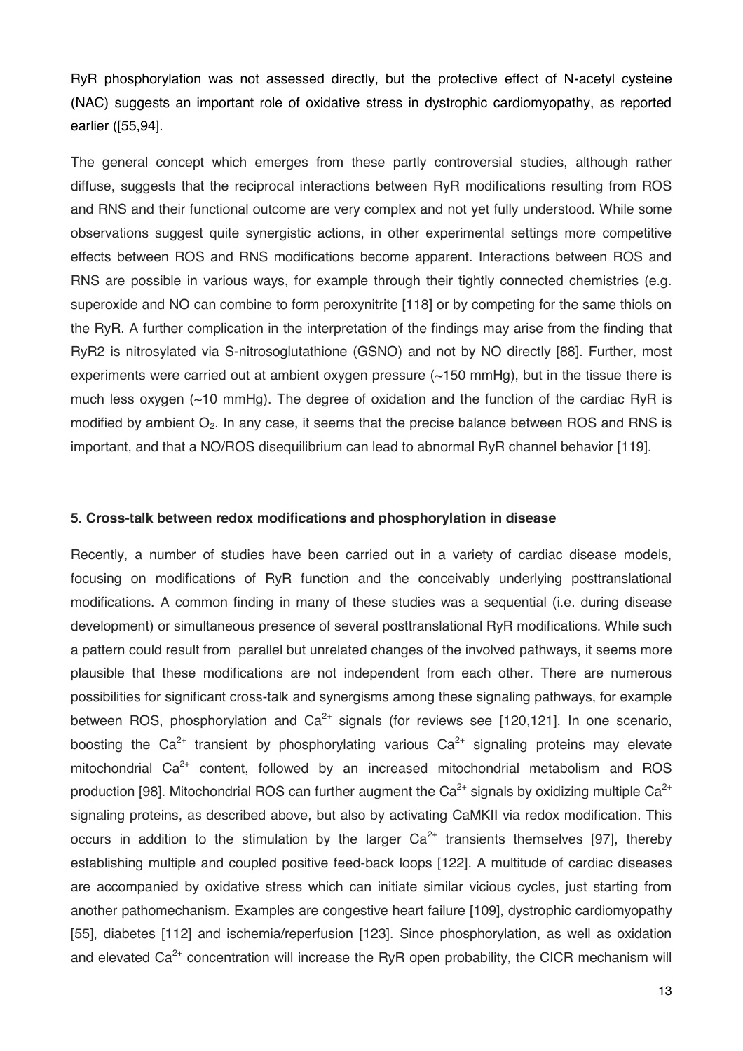RyR phosphorylation was not assessed directly, but the protective effect of N-acetyl cysteine (NAC) suggests an important role of oxidative stress in dystrophic cardiomyopathy, as reported earlier ([55,94].

The general concept which emerges from these partly controversial studies, although rather diffuse, suggests that the reciprocal interactions between RyR modifications resulting from ROS and RNS and their functional outcome are very complex and not yet fully understood. While some observations suggest quite synergistic actions, in other experimental settings more competitive effects between ROS and RNS modifications become apparent. Interactions between ROS and RNS are possible in various ways, for example through their tightly connected chemistries (e.g. superoxide and NO can combine to form peroxynitrite [118] or by competing for the same thiols on the RyR. A further complication in the interpretation of the findings may arise from the finding that RyR2 is nitrosylated via S-nitrosoglutathione (GSNO) and not by NO directly [88]. Further, most experiments were carried out at ambient oxygen pressure (~150 mmHg), but in the tissue there is much less oxygen (~10 mmHg). The degree of oxidation and the function of the cardiac RyR is modified by ambient $O_2$. In any case, it seems that the precise balance between ROS and RNS is important, and that a NO/ROS disequilibrium can lead to abnormal RyR channel behavior [119].

## 5. Cross-talk between redox modifications and phosphorylation in disease

Recently, a number of studies have been carried out in a variety of cardiac disease models, focusing on modifications of RyR function and the conceivably underlying posttranslational modifications. A common finding in many of these studies was a sequential (i.e. during disease development) or simultaneous presence of several posttranslational RyR modifications. While such a pattern could result from parallel but unrelated changes of the involved pathways, it seems more plausible that these modifications are not independent from each other. There are numerous possibilities for significant cross-talk and synergisms among these signaling pathways, for example between ROS, phosphorylation and $Ca^{2+}$ signals (for reviews see [120,121]. In one scenario, boosting the $Ca^{2+}$ transient by phosphorylating various $Ca^{2+}$ signaling proteins may elevate mitochondrial $Ca^{2+}$ content, followed by an increased mitochondrial metabolism and ROS production [98]. Mitochondrial ROS can further augment the $Ca^{2+}$ signals by oxidizing multiple $Ca^{2+}$ signaling proteins, as described above, but also by activating CaMKII via redox modification. This occurs in addition to the stimulation by the larger $Ca^{2+}$ transients themselves [97], thereby establishing multiple and coupled positive feed-back loops [122]. A multitude of cardiac diseases are accompanied by oxidative stress which can initiate similar vicious cycles, just starting from another pathomechanism. Examples are congestive heart failure [109], dystrophic cardiomyopathy [55], diabetes [112] and ischemia/reperfusion [123]. Since phosphorylation, as well as oxidation and elevated $Ca^{2+}$ concentration will increase the RyR open probability, the CICR mechanism will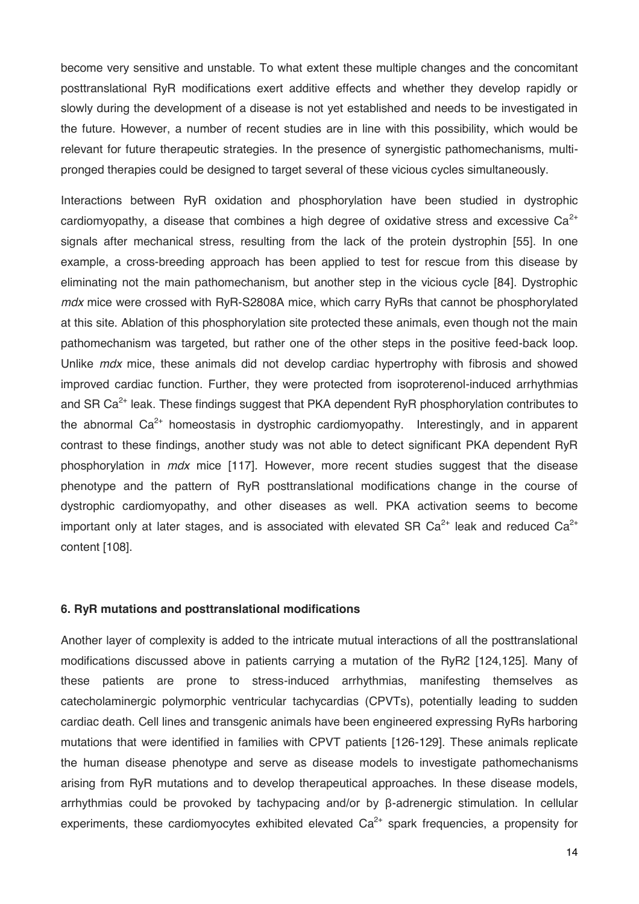become very sensitive and unstable. To what extent these multiple changes and the concomitant posttranslational RyR modifications exert additive effects and whether they develop rapidly or slowly during the development of a disease is not yet established and needs to be investigated in the future. However, a number of recent studies are in line with this possibility, which would be relevant for future therapeutic strategies. In the presence of synergistic pathomechanisms, multi-pronged therapies could be designed to target several of these vicious cycles simultaneously.

Interactions between RyR oxidation and phosphorylation have been studied in dystrophic cardiomyopathy, a disease that combines a high degree of oxidative stress and excessive $Ca^{2+}$ signals after mechanical stress, resulting from the lack of the protein dystrophin [55]. In one example, a cross-breeding approach has been applied to test for rescue from this disease by eliminating not the main pathomechanism, but another step in the vicious cycle [84]. Dystrophic *mdx* mice were crossed with RyR-S2808A mice, which carry RyRs that cannot be phosphorylated at this site. Ablation of this phosphorylation site protected these animals, even though not the main pathomechanism was targeted, but rather one of the other steps in the positive feed-back loop. Unlike *mdx* mice, these animals did not develop cardiac hypertrophy with fibrosis and showed improved cardiac function. Further, they were protected from isoproterenol-induced arrhythmias and SR $Ca^{2+}$ leak. These findings suggest that PKA dependent RyR phosphorylation contributes to the abnormal $Ca^{2+}$ homeostasis in dystrophic cardiomyopathy. Interestingly, and in apparent contrast to these findings, another study was not able to detect significant PKA dependent RyR phosphorylation in *mdx* mice [117]. However, more recent studies suggest that the disease phenotype and the pattern of RyR posttranslational modifications change in the course of dystrophic cardiomyopathy, and other diseases as well. PKA activation seems to become important only at later stages, and is associated with elevated SR $Ca^{2+}$ leak and reduced $Ca^{2+}$ content [108].

### 6. RyR mutations and posttranslational modifications

Another layer of complexity is added to the intricate mutual interactions of all the posttranslational modifications discussed above in patients carrying a mutation of the RyR2 [124,125]. Many of these patients are prone to stress-induced arrhythmias, manifesting themselves as catecholaminergic polymorphic ventricular tachycardias (CPVTs), potentially leading to sudden cardiac death. Cell lines and transgenic animals have been engineered expressing RyRs harboring mutations that were identified in families with CPVT patients [126-129]. These animals replicate the human disease phenotype and serve as disease models to investigate pathomechanisms arising from RyR mutations and to develop therapeutical approaches. In these disease models, arrhythmias could be provoked by tachypacing and/or by β-adrenergic stimulation. In cellular experiments, these cardiomyocytes exhibited elevated $Ca^{2+}$ spark frequencies, a propensity for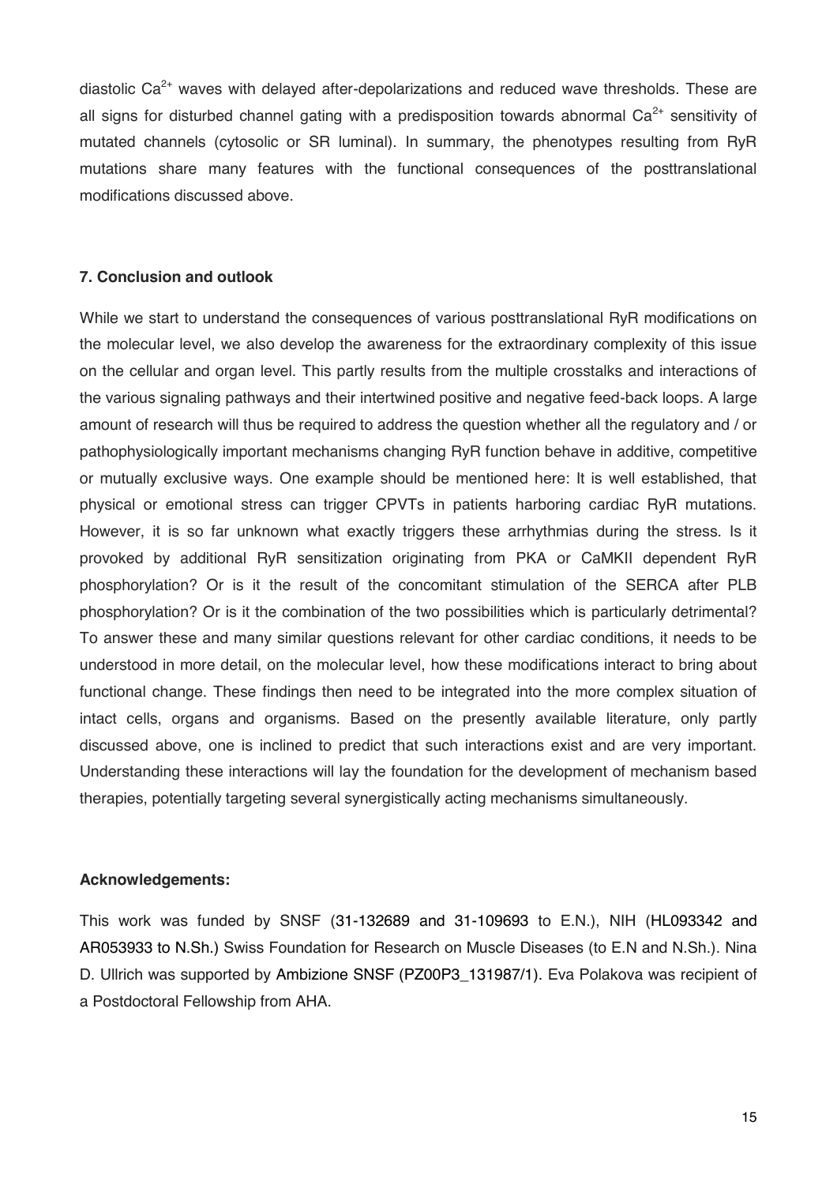diastolic $Ca^{2+}$ waves with delayed after-depolarizations and reduced wave thresholds. These are all signs for disturbed channel gating with a predisposition towards abnormal $Ca^{2+}$ sensitivity of mutated channels (cytosolic or SR luminal). In summary, the phenotypes resulting from RyR mutations share many features with the functional consequences of the posttranslational modifications discussed above.

## 7. Conclusion and outlook

While we start to understand the consequences of various posttranslational RyR modifications on the molecular level, we also develop the awareness for the extraordinary complexity of this issue on the cellular and organ level. This partly results from the multiple crosstalks and interactions of the various signaling pathways and their intertwined positive and negative feed-back loops. A large amount of research will thus be required to address the question whether all the regulatory and / or pathophysiologically important mechanisms changing RyR function behave in additive, competitive or mutually exclusive ways. One example should be mentioned here: It is well established, that physical or emotional stress can trigger CPVTs in patients harboring cardiac RyR mutations. However, it is so far unknown what exactly triggers these arrhythmias during the stress. Is it provoked by additional RyR sensitization originating from PKA or CaMKII dependent RyR phosphorylation? Or is it the result of the concomitant stimulation of the SERCA after PLB phosphorylation? Or is it the combination of the two possibilities which is particularly detrimental? To answer these and many similar questions relevant for other cardiac conditions, it needs to be understood in more detail, on the molecular level, how these modifications interact to bring about functional change. These findings then need to be integrated into the more complex situation of intact cells, organs and organisms. Based on the presently available literature, only partly discussed above, one is inclined to predict that such interactions exist and are very important. Understanding these interactions will lay the foundation for the development of mechanism based therapies, potentially targeting several synergistically acting mechanisms simultaneously.

## Acknowledgements:

This work was funded by SNSF (31-132689 and 31-109693 to E.N.), NIH (HL093342 and AR053933 to N.Sh.) Swiss Foundation for Research on Muscle Diseases (to E.N and N.Sh.). Nina D. Ullrich was supported by Ambizione SNSF (PZ00P3_131987/1). Eva Polakova was recipient of a Postdoctoral Fellowship from AHA.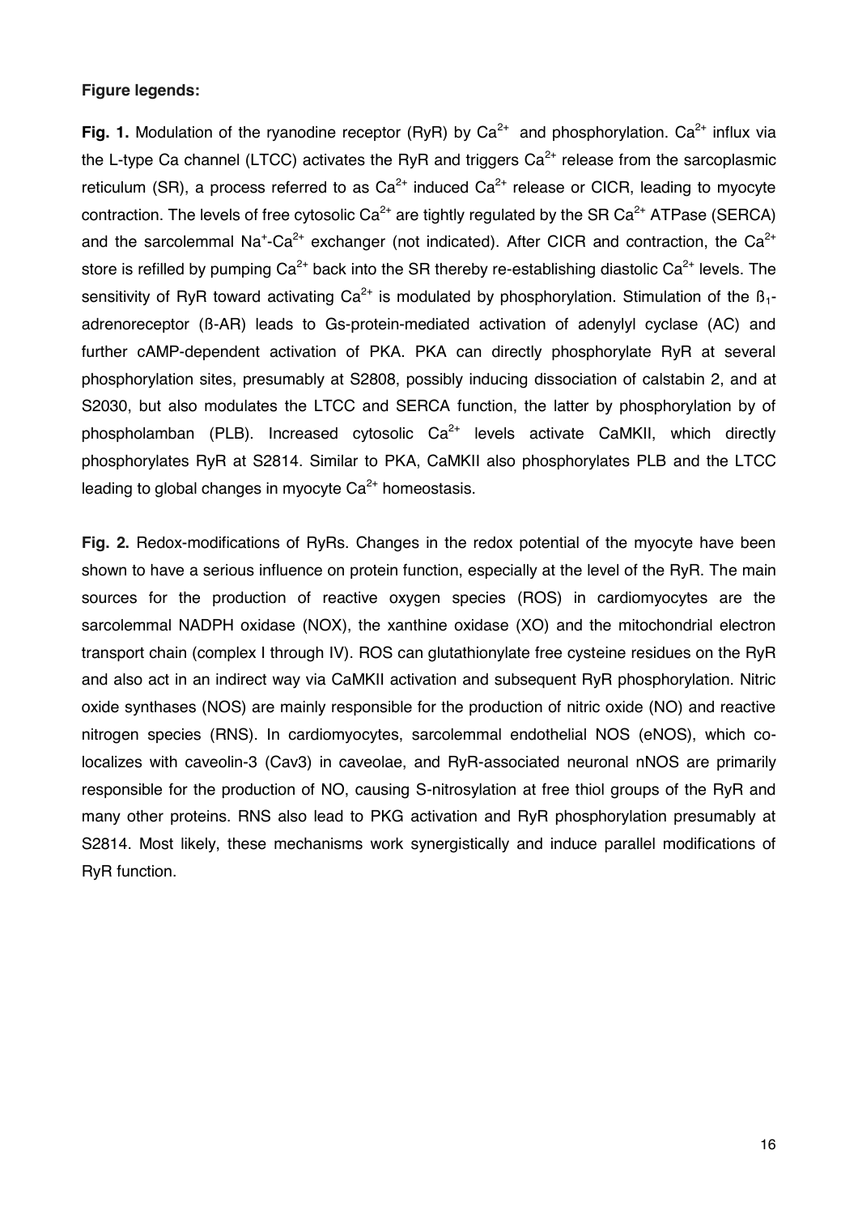**Figure legends:**

**Fig. 1.** Modulation of the ryanodine receptor (RyR) by $Ca^{2+}$ and phosphorylation. $Ca^{2+}$ influx via the L-type Ca channel (LTCC) activates the RyR and triggers $Ca^{2+}$ release from the sarcoplasmic reticulum (SR), a process referred to as $Ca^{2+}$ induced $Ca^{2+}$ release or CICR, leading to myocyte contraction. The levels of free cytosolic $Ca^{2+}$ are tightly regulated by the SR $Ca^{2+}$ ATPase (SERCA) and the sarcolemmal $Na^+$-$Ca^{2+}$ exchanger (not indicated). After CICR and contraction, the $Ca^{2+}$ store is refilled by pumping $Ca^{2+}$ back into the SR thereby re-establishing diastolic $Ca^{2+}$ levels. The sensitivity of RyR toward activating $Ca^{2+}$ is modulated by phosphorylation. Stimulation of the $ß_1$-adrenoreceptor (ß-AR) leads to Gs-protein-mediated activation of adenylyl cyclase (AC) and further cAMP-dependent activation of PKA. PKA can directly phosphorylate RyR at several phosphorylation sites, presumably at S2808, possibly inducing dissociation of calstabin 2, and at S2030, but also modulates the LTCC and SERCA function, the latter by phosphorylation by of phospholamban (PLB). Increased cytosolic $Ca^{2+}$ levels activate CaMKII, which directly phosphorylates RyR at S2814. Similar to PKA, CaMKII also phosphorylates PLB and the LTCC leading to global changes in myocyte $Ca^{2+}$ homeostasis.

**Fig. 2.** Redox-modifications of RyRs. Changes in the redox potential of the myocyte have been shown to have a serious influence on protein function, especially at the level of the RyR. The main sources for the production of reactive oxygen species (ROS) in cardiomyocytes are the sarcolemmal NADPH oxidase (NOX), the xanthine oxidase (XO) and the mitochondrial electron transport chain (complex I through IV). ROS can glutathionylate free cysteine residues on the RyR and also act in an indirect way via CaMKII activation and subsequent RyR phosphorylation. Nitric oxide synthases (NOS) are mainly responsible for the production of nitric oxide (NO) and reactive nitrogen species (RNS). In cardiomyocytes, sarcolemmal endothelial NOS (eNOS), which co-localizes with caveolin-3 (Cav3) in caveolae, and RyR-associated neuronal nNOS are primarily responsible for the production of NO, causing S-nitrosylation at free thiol groups of the RyR and many other proteins. RNS also lead to PKG activation and RyR phosphorylation presumably at S2814. Most likely, these mechanisms work synergistically and induce parallel modifications of RyR function.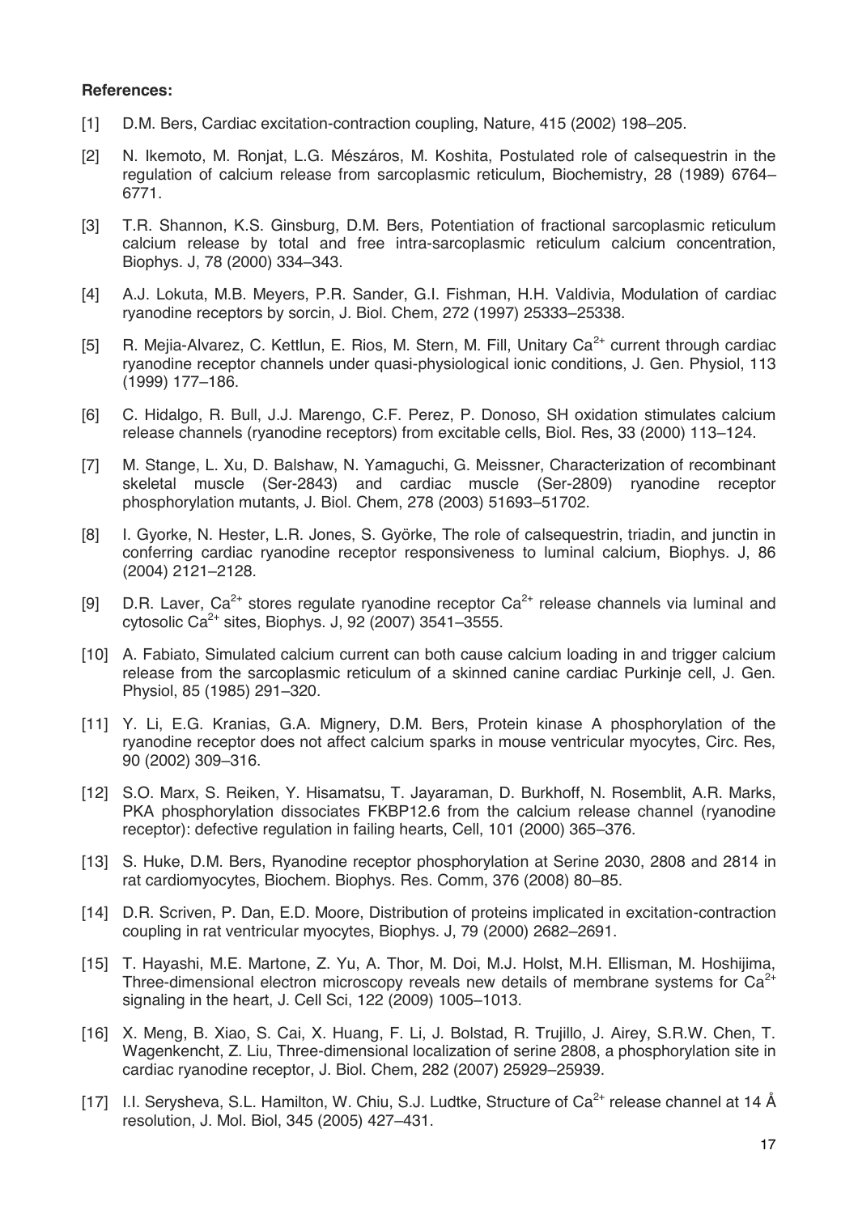**References:**

[1] D.M. Bers, Cardiac excitation-contraction coupling, Nature, 415 (2002) 198–205.

[2] N. Ikemoto, M. Ronjat, L.G. Mészáros, M. Koshita, Postulated role of calsequestrin in the regulation of calcium release from sarcoplasmic reticulum, Biochemistry, 28 (1989) 6764–6771.

[3] T.R. Shannon, K.S. Ginsburg, D.M. Bers, Potentiation of fractional sarcoplasmic reticulum calcium release by total and free intra-sarcoplasmic reticulum calcium concentration, Biophys. J, 78 (2000) 334–343.

[4] A.J. Lokuta, M.B. Meyers, P.R. Sander, G.I. Fishman, H.H. Valdivia, Modulation of cardiac ryanodine receptors by sorcin, J. Biol. Chem, 272 (1997) 25333–25338.

[5] R. Mejia-Alvarez, C. Kettlun, E. Rios, M. Stern, M. Fill, Unitary $Ca^{2+}$ current through cardiac ryanodine receptor channels under quasi-physiological ionic conditions, J. Gen. Physiol, 113 (1999) 177–186.

[6] C. Hidalgo, R. Bull, J.J. Marengo, C.F. Perez, P. Donoso, SH oxidation stimulates calcium release channels (ryanodine receptors) from excitable cells, Biol. Res, 33 (2000) 113–124.

[7] M. Stange, L. Xu, D. Balshaw, N. Yamaguchi, G. Meissner, Characterization of recombinant skeletal muscle (Ser-2843) and cardiac muscle (Ser-2809) ryanodine receptor phosphorylation mutants, J. Biol. Chem, 278 (2003) 51693–51702.

[8] I. Gyorke, N. Hester, L.R. Jones, S. Györke, The role of calsequestrin, triadin, and junctin in conferring cardiac ryanodine receptor responsiveness to luminal calcium, Biophys. J, 86 (2004) 2121–2128.

[9] D.R. Laver, $Ca^{2+}$ stores regulate ryanodine receptor $Ca^{2+}$ release channels via luminal and cytosolic $Ca^{2+}$ sites, Biophys. J, 92 (2007) 3541–3555.

[10] A. Fabiato, Simulated calcium current can both cause calcium loading in and trigger calcium release from the sarcoplasmic reticulum of a skinned canine cardiac Purkinje cell, J. Gen. Physiol, 85 (1985) 291–320.

[11] Y. Li, E.G. Kranias, G.A. Mignery, D.M. Bers, Protein kinase A phosphorylation of the ryanodine receptor does not affect calcium sparks in mouse ventricular myocytes, Circ. Res, 90 (2002) 309–316.

[12] S.O. Marx, S. Reiken, Y. Hisamatsu, T. Jayaraman, D. Burkhoff, N. Rosemblit, A.R. Marks, PKA phosphorylation dissociates FKBP12.6 from the calcium release channel (ryanodine receptor): defective regulation in failing hearts, Cell, 101 (2000) 365–376.

[13] S. Huke, D.M. Bers, Ryanodine receptor phosphorylation at Serine 2030, 2808 and 2814 in rat cardiomyocytes, Biochem. Biophys. Res. Comm, 376 (2008) 80–85.

[14] D.R. Scriven, P. Dan, E.D. Moore, Distribution of proteins implicated in excitation-contraction coupling in rat ventricular myocytes, Biophys. J, 79 (2000) 2682–2691.

[15] T. Hayashi, M.E. Martone, Z. Yu, A. Thor, M. Doi, M.J. Holst, M.H. Ellisman, M. Hoshijima, Three-dimensional electron microscopy reveals new details of membrane systems for $Ca^{2+}$ signaling in the heart, J. Cell Sci, 122 (2009) 1005–1013.

[16] X. Meng, B. Xiao, S. Cai, X. Huang, F. Li, J. Bolstad, R. Trujillo, J. Airey, S.R.W. Chen, T. Wagenkencht, Z. Liu, Three-dimensional localization of serine 2808, a phosphorylation site in cardiac ryanodine receptor, J. Biol. Chem, 282 (2007) 25929–25939.

[17] I.I. Serysheva, S.L. Hamilton, W. Chiu, S.J. Ludtke, Structure of $Ca^{2+}$ release channel at 14 Å resolution, J. Mol. Biol, 345 (2005) 427–431.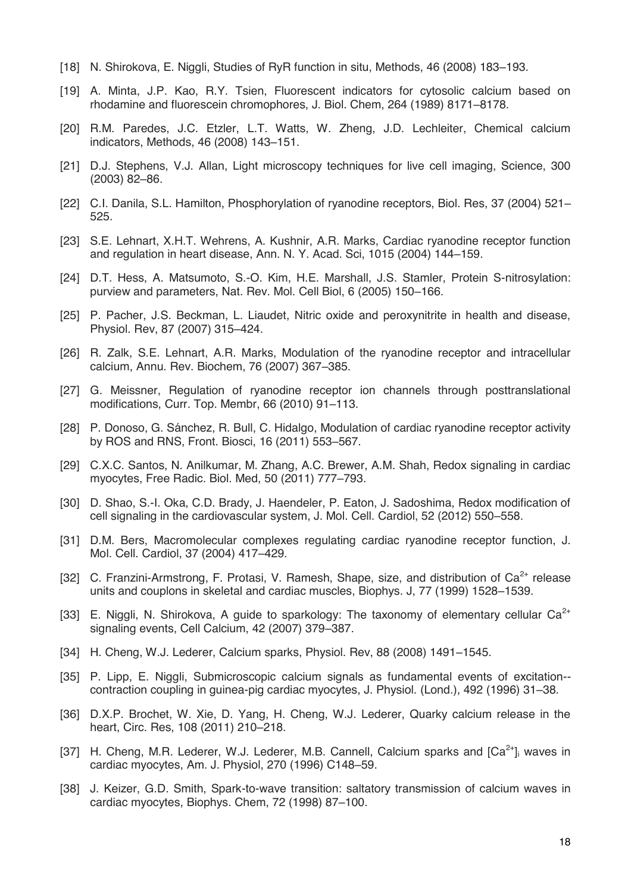[18] N. Shirokova, E. Niggli, Studies of RyR function in situ, Methods, 46 (2008) 183–193.

[19] A. Minta, J.P. Kao, R.Y. Tsien, Fluorescent indicators for cytosolic calcium based on rhodamine and fluorescein chromophores, J. Biol. Chem, 264 (1989) 8171–8178.

[20] R.M. Paredes, J.C. Etzler, L.T. Watts, W. Zheng, J.D. Lechleiter, Chemical calcium indicators, Methods, 46 (2008) 143–151.

[21] D.J. Stephens, V.J. Allan, Light microscopy techniques for live cell imaging, Science, 300 (2003) 82–86.

[22] C.I. Danila, S.L. Hamilton, Phosphorylation of ryanodine receptors, Biol. Res, 37 (2004) 521–525.

[23] S.E. Lehnart, X.H.T. Wehrens, A. Kushnir, A.R. Marks, Cardiac ryanodine receptor function and regulation in heart disease, Ann. N. Y. Acad. Sci, 1015 (2004) 144–159.

[24] D.T. Hess, A. Matsumoto, S.-O. Kim, H.E. Marshall, J.S. Stamler, Protein S-nitrosylation: purview and parameters, Nat. Rev. Mol. Cell Biol, 6 (2005) 150–166.

[25] P. Pacher, J.S. Beckman, L. Liaudet, Nitric oxide and peroxynitrite in health and disease, Physiol. Rev, 87 (2007) 315–424.

[26] R. Zalk, S.E. Lehnart, A.R. Marks, Modulation of the ryanodine receptor and intracellular calcium, Annu. Rev. Biochem, 76 (2007) 367–385.

[27] G. Meissner, Regulation of ryanodine receptor ion channels through posttranslational modifications, Curr. Top. Membr, 66 (2010) 91–113.

[28] P. Donoso, G. Sánchez, R. Bull, C. Hidalgo, Modulation of cardiac ryanodine receptor activity by ROS and RNS, Front. Biosci, 16 (2011) 553–567.

[29] C.X.C. Santos, N. Anilkumar, M. Zhang, A.C. Brewer, A.M. Shah, Redox signaling in cardiac myocytes, Free Radic. Biol. Med, 50 (2011) 777–793.

[30] D. Shao, S.-I. Oka, C.D. Brady, J. Haendeler, P. Eaton, J. Sadoshima, Redox modification of cell signaling in the cardiovascular system, J. Mol. Cell. Cardiol, 52 (2012) 550–558.

[31] D.M. Bers, Macromolecular complexes regulating cardiac ryanodine receptor function, J. Mol. Cell. Cardiol, 37 (2004) 417–429.

[32] C. Franzini-Armstrong, F. Protasi, V. Ramesh, Shape, size, and distribution of $Ca^{2+}$ release units and couplons in skeletal and cardiac muscles, Biophys. J, 77 (1999) 1528–1539.

[33] E. Niggli, N. Shirokova, A guide to sparkology: The taxonomy of elementary cellular $Ca^{2+}$ signaling events, Cell Calcium, 42 (2007) 379–387.

[34] H. Cheng, W.J. Lederer, Calcium sparks, Physiol. Rev, 88 (2008) 1491–1545.

[35] P. Lipp, E. Niggli, Submicroscopic calcium signals as fundamental events of excitation--contraction coupling in guinea-pig cardiac myocytes, J. Physiol. (Lond.), 492 (1996) 31–38.

[36] D.X.P. Brochet, W. Xie, D. Yang, H. Cheng, W.J. Lederer, Quarky calcium release in the heart, Circ. Res, 108 (2011) 210–218.

[37] H. Cheng, M.R. Lederer, W.J. Lederer, M.B. Cannell, Calcium sparks and $[Ca^{2+}]_i$ waves in cardiac myocytes, Am. J. Physiol, 270 (1996) C148–59.

[38] J. Keizer, G.D. Smith, Spark-to-wave transition: saltatory transmission of calcium waves in cardiac myocytes, Biophys. Chem, 72 (1998) 87–100.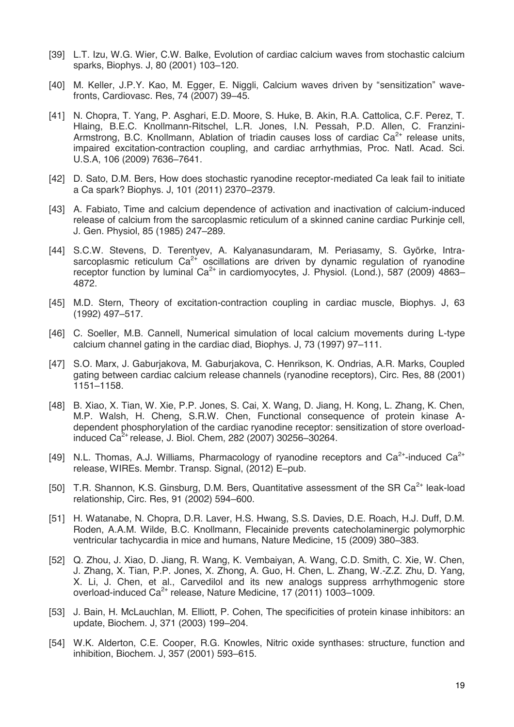[39] L.T. Izu, W.G. Wier, C.W. Balke, Evolution of cardiac calcium waves from stochastic calcium sparks, Biophys. J, 80 (2001) 103–120.

[40] M. Keller, J.P.Y. Kao, M. Egger, E. Niggli, Calcium waves driven by "sensitization" wavefronts, Cardiovasc. Res, 74 (2007) 39–45.

[41] N. Chopra, T. Yang, P. Asghari, E.D. Moore, S. Huke, B. Akin, R.A. Cattolica, C.F. Perez, T. Hlaing, B.E.C. Knollmann-Ritschel, L.R. Jones, I.N. Pessah, P.D. Allen, C. Franzini-Armstrong, B.C. Knollmann, Ablation of triadin causes loss of cardiac $Ca^{2+}$ release units, impaired excitation-contraction coupling, and cardiac arrhythmias, Proc. Natl. Acad. Sci. U.S.A, 106 (2009) 7636–7641.

[42] D. Sato, D.M. Bers, How does stochastic ryanodine receptor-mediated Ca leak fail to initiate a Ca spark? Biophys. J, 101 (2011) 2370–2379.

[43] A. Fabiato, Time and calcium dependence of activation and inactivation of calcium-induced release of calcium from the sarcoplasmic reticulum of a skinned canine cardiac Purkinje cell, J. Gen. Physiol, 85 (1985) 247–289.

[44] S.C.W. Stevens, D. Terentyev, A. Kalyanasundaram, M. Periasamy, S. Györke, Intra-sarcoplasmic reticulum $Ca^{2+}$ oscillations are driven by dynamic regulation of ryanodine receptor function by luminal $Ca^{2+}$ in cardiomyocytes, J. Physiol. (Lond.), 587 (2009) 4863–4872.

[45] M.D. Stern, Theory of excitation-contraction coupling in cardiac muscle, Biophys. J, 63 (1992) 497–517.

[46] C. Soeller, M.B. Cannell, Numerical simulation of local calcium movements during L-type calcium channel gating in the cardiac diad, Biophys. J, 73 (1997) 97–111.

[47] S.O. Marx, J. Gaburjakova, M. Gaburjakova, C. Henrikson, K. Ondrias, A.R. Marks, Coupled gating between cardiac calcium release channels (ryanodine receptors), Circ. Res, 88 (2001) 1151–1158.

[48] B. Xiao, X. Tian, W. Xie, P.P. Jones, S. Cai, X. Wang, D. Jiang, H. Kong, L. Zhang, K. Chen, M.P. Walsh, H. Cheng, S.R.W. Chen, Functional consequence of protein kinase A-dependent phosphorylation of the cardiac ryanodine receptor: sensitization of store overload-induced $Ca^{2+}$ release, J. Biol. Chem, 282 (2007) 30256–30264.

[49] N.L. Thomas, A.J. Williams, Pharmacology of ryanodine receptors and $Ca^{2+}$-induced $Ca^{2+}$ release, WIREs. Membr. Transp. Signal, (2012) E–pub.

[50] T.R. Shannon, K.S. Ginsburg, D.M. Bers, Quantitative assessment of the SR $Ca^{2+}$ leak-load relationship, Circ. Res, 91 (2002) 594–600.

[51] H. Watanabe, N. Chopra, D.R. Laver, H.S. Hwang, S.S. Davies, D.E. Roach, H.J. Duff, D.M. Roden, A.A.M. Wilde, B.C. Knollmann, Flecainide prevents catecholaminergic polymorphic ventricular tachycardia in mice and humans, Nature Medicine, 15 (2009) 380–383.

[52] Q. Zhou, J. Xiao, D. Jiang, R. Wang, K. Vembaiyan, A. Wang, C.D. Smith, C. Xie, W. Chen, J. Zhang, X. Tian, P.P. Jones, X. Zhong, A. Guo, H. Chen, L. Zhang, W.-Z.Z. Zhu, D. Yang, X. Li, J. Chen, et al., Carvedilol and its new analogs suppress arrhythmogenic store overload-induced $Ca^{2+}$ release, Nature Medicine, 17 (2011) 1003–1009.

[53] J. Bain, H. McLauchlan, M. Elliott, P. Cohen, The specificities of protein kinase inhibitors: an update, Biochem. J, 371 (2003) 199–204.

[54] W.K. Alderton, C.E. Cooper, R.G. Knowles, Nitric oxide synthases: structure, function and inhibition, Biochem. J, 357 (2001) 593–615.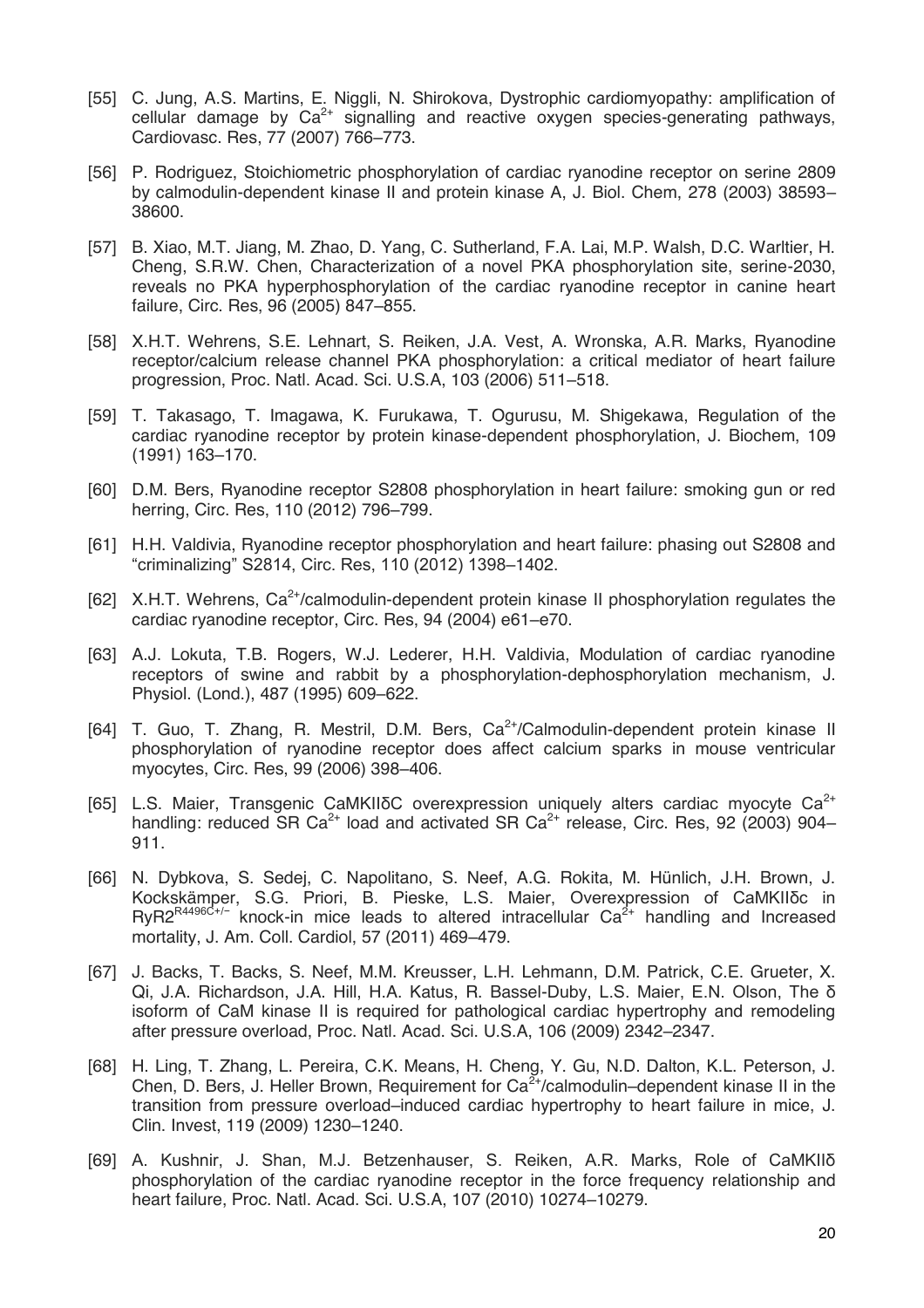[55] C. Jung, A.S. Martins, E. Niggli, N. Shirokova, Dystrophic cardiomyopathy: amplification of cellular damage by $Ca^{2+}$ signalling and reactive oxygen species-generating pathways, Cardiovasc. Res, 77 (2007) 766–773.

[56] P. Rodriguez, Stoichiometric phosphorylation of cardiac ryanodine receptor on serine 2809 by calmodulin-dependent kinase II and protein kinase A, J. Biol. Chem, 278 (2003) 38593–38600.

[57] B. Xiao, M.T. Jiang, M. Zhao, D. Yang, C. Sutherland, F.A. Lai, M.P. Walsh, D.C. Warltier, H. Cheng, S.R.W. Chen, Characterization of a novel PKA phosphorylation site, serine-2030, reveals no PKA hyperphosphorylation of the cardiac ryanodine receptor in canine heart failure, Circ. Res, 96 (2005) 847–855.

[58] X.H.T. Wehrens, S.E. Lehnart, S. Reiken, J.A. Vest, A. Wronska, A.R. Marks, Ryanodine receptor/calcium release channel PKA phosphorylation: a critical mediator of heart failure progression, Proc. Natl. Acad. Sci. U.S.A, 103 (2006) 511–518.

[59] T. Takasago, T. Imagawa, K. Furukawa, T. Ogurusu, M. Shigekawa, Regulation of the cardiac ryanodine receptor by protein kinase-dependent phosphorylation, J. Biochem, 109 (1991) 163–170.

[60] D.M. Bers, Ryanodine receptor S2808 phosphorylation in heart failure: smoking gun or red herring, Circ. Res, 110 (2012) 796–799.

[61] H.H. Valdivia, Ryanodine receptor phosphorylation and heart failure: phasing out S2808 and "criminalizing" S2814, Circ. Res, 110 (2012) 1398–1402.

[62] X.H.T. Wehrens, $Ca^{2+}$/calmodulin-dependent protein kinase II phosphorylation regulates the cardiac ryanodine receptor, Circ. Res, 94 (2004) e61–e70.

[63] A.J. Lokuta, T.B. Rogers, W.J. Lederer, H.H. Valdivia, Modulation of cardiac ryanodine receptors of swine and rabbit by a phosphorylation-dephosphorylation mechanism, J. Physiol. (Lond.), 487 (1995) 609–622.

[64] T. Guo, T. Zhang, R. Mestril, D.M. Bers, $Ca^{2+}$/Calmodulin-dependent protein kinase II phosphorylation of ryanodine receptor does affect calcium sparks in mouse ventricular myocytes, Circ. Res, 99 (2006) 398–406.

[65] L.S. Maier, Transgenic CaMKIIδC overexpression uniquely alters cardiac myocyte $Ca^{2+}$ handling: reduced SR $Ca^{2+}$ load and activated SR $Ca^{2+}$ release, Circ. Res, 92 (2003) 904–911.

[66] N. Dybkova, S. Sedej, C. Napolitano, S. Neef, A.G. Rokita, M. Hünlich, J.H. Brown, J. Kockskämper, S.G. Priori, B. Pieske, L.S. Maier, Overexpression of CaMKIIδc in $RyR2^{R4496C+/-}$ knock-in mice leads to altered intracellular $Ca^{2+}$ handling and Increased mortality, J. Am. Coll. Cardiol, 57 (2011) 469–479.

[67] J. Backs, T. Backs, S. Neef, M.M. Kreusser, L.H. Lehmann, D.M. Patrick, C.E. Grueter, X. Qi, J.A. Richardson, J.A. Hill, H.A. Katus, R. Bassel-Duby, L.S. Maier, E.N. Olson, The δ isoform of CaM kinase II is required for pathological cardiac hypertrophy and remodeling after pressure overload, Proc. Natl. Acad. Sci. U.S.A, 106 (2009) 2342–2347.

[68] H. Ling, T. Zhang, L. Pereira, C.K. Means, H. Cheng, Y. Gu, N.D. Dalton, K.L. Peterson, J. Chen, D. Bers, J. Heller Brown, Requirement for $Ca^{2+}$/calmodulin–dependent kinase II in the transition from pressure overload–induced cardiac hypertrophy to heart failure in mice, J. Clin. Invest, 119 (2009) 1230–1240.

[69] A. Kushnir, J. Shan, M.J. Betzenhauser, S. Reiken, A.R. Marks, Role of CaMKIIδ phosphorylation of the cardiac ryanodine receptor in the force frequency relationship and heart failure, Proc. Natl. Acad. Sci. U.S.A, 107 (2010) 10274–10279.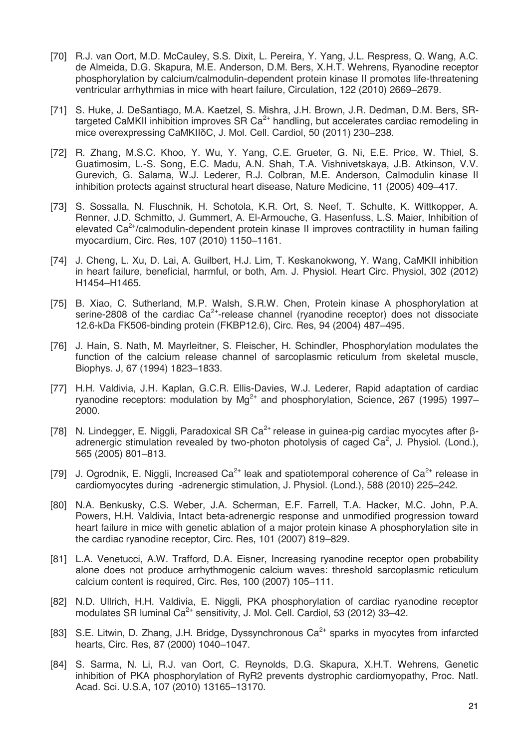[70] R.J. van Oort, M.D. McCauley, S.S. Dixit, L. Pereira, Y. Yang, J.L. Respress, Q. Wang, A.C. de Almeida, D.G. Skapura, M.E. Anderson, D.M. Bers, X.H.T. Wehrens, Ryanodine receptor phosphorylation by calcium/calmodulin-dependent protein kinase II promotes life-threatening ventricular arrhythmias in mice with heart failure, Circulation, 122 (2010) 2669–2679.

[71] S. Huke, J. DeSantiago, M.A. Kaetzel, S. Mishra, J.H. Brown, J.R. Dedman, D.M. Bers, SR-targeted CaMKII inhibition improves SR $Ca^{2+}$ handling, but accelerates cardiac remodeling in mice overexpressing CaMKIIδC, J. Mol. Cell. Cardiol, 50 (2011) 230–238.

[72] R. Zhang, M.S.C. Khoo, Y. Wu, Y. Yang, C.E. Grueter, G. Ni, E.E. Price, W. Thiel, S. Guatimosim, L.-S. Song, E.C. Madu, A.N. Shah, T.A. Vishnivetskaya, J.B. Atkinson, V.V. Gurevich, G. Salama, W.J. Lederer, R.J. Colbran, M.E. Anderson, Calmodulin kinase II inhibition protects against structural heart disease, Nature Medicine, 11 (2005) 409–417.

[73] S. Sossalla, N. Fluschnik, H. Schotola, K.R. Ort, S. Neef, T. Schulte, K. Wittkopper, A. Renner, J.D. Schmitto, J. Gummert, A. El-Armouche, G. Hasenfuss, L.S. Maier, Inhibition of elevated $Ca^{2+}$/calmodulin-dependent protein kinase II improves contractility in human failing myocardium, Circ. Res, 107 (2010) 1150–1161.

[74] J. Cheng, L. Xu, D. Lai, A. Guilbert, H.J. Lim, T. Keskanokwong, Y. Wang, CaMKII inhibition in heart failure, beneficial, harmful, or both, Am. J. Physiol. Heart Circ. Physiol, 302 (2012) H1454–H1465.

[75] B. Xiao, C. Sutherland, M.P. Walsh, S.R.W. Chen, Protein kinase A phosphorylation at serine-2808 of the cardiac $Ca^{2+}$-release channel (ryanodine receptor) does not dissociate 12.6-kDa FK506-binding protein (FKBP12.6), Circ. Res, 94 (2004) 487–495.

[76] J. Hain, S. Nath, M. Mayrleitner, S. Fleischer, H. Schindler, Phosphorylation modulates the function of the calcium release channel of sarcoplasmic reticulum from skeletal muscle, Biophys. J, 67 (1994) 1823–1833.

[77] H.H. Valdivia, J.H. Kaplan, G.C.R. Ellis-Davies, W.J. Lederer, Rapid adaptation of cardiac ryanodine receptors: modulation by $Mg^{2+}$ and phosphorylation, Science, 267 (1995) 1997–2000.

[78] N. Lindegger, E. Niggli, Paradoxical SR $Ca^{2+}$ release in guinea-pig cardiac myocytes after β-adrenergic stimulation revealed by two-photon photolysis of caged $Ca^{2}$, J. Physiol. (Lond.), 565 (2005) 801–813.

[79] J. Ogrodnik, E. Niggli, Increased $Ca^{2+}$ leak and spatiotemporal coherence of $Ca^{2+}$ release in cardiomyocytes during -adrenergic stimulation, J. Physiol. (Lond.), 588 (2010) 225–242.

[80] N.A. Benkusky, C.S. Weber, J.A. Scherman, E.F. Farrell, T.A. Hacker, M.C. John, P.A. Powers, H.H. Valdivia, Intact beta-adrenergic response and unmodified progression toward heart failure in mice with genetic ablation of a major protein kinase A phosphorylation site in the cardiac ryanodine receptor, Circ. Res, 101 (2007) 819–829.

[81] L.A. Venetucci, A.W. Trafford, D.A. Eisner, Increasing ryanodine receptor open probability alone does not produce arrhythmogenic calcium waves: threshold sarcoplasmic reticulum calcium content is required, Circ. Res, 100 (2007) 105–111.

[82] N.D. Ullrich, H.H. Valdivia, E. Niggli, PKA phosphorylation of cardiac ryanodine receptor modulates SR luminal $Ca^{2+}$ sensitivity, J. Mol. Cell. Cardiol, 53 (2012) 33–42.

[83] S.E. Litwin, D. Zhang, J.H. Bridge, Dyssynchronous $Ca^{2+}$ sparks in myocytes from infarcted hearts, Circ. Res, 87 (2000) 1040–1047.

[84] S. Sarma, N. Li, R.J. van Oort, C. Reynolds, D.G. Skapura, X.H.T. Wehrens, Genetic inhibition of PKA phosphorylation of RyR2 prevents dystrophic cardiomyopathy, Proc. Natl. Acad. Sci. U.S.A, 107 (2010) 13165–13170.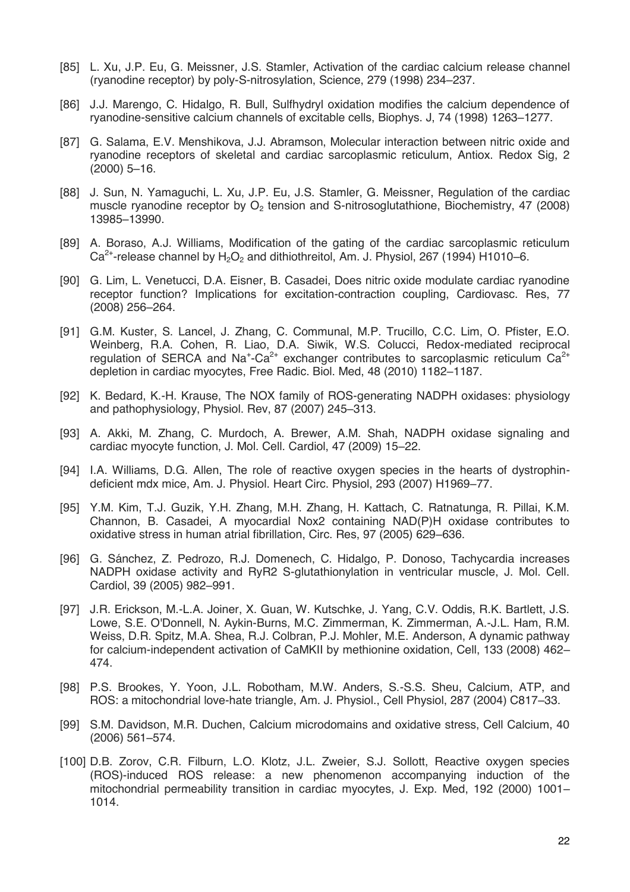[85] L. Xu, J.P. Eu, G. Meissner, J.S. Stamler, Activation of the cardiac calcium release channel (ryanodine receptor) by poly-S-nitrosylation, Science, 279 (1998) 234–237.

[86] J.J. Marengo, C. Hidalgo, R. Bull, Sulfhydryl oxidation modifies the calcium dependence of ryanodine-sensitive calcium channels of excitable cells, Biophys. J, 74 (1998) 1263–1277.

[87] G. Salama, E.V. Menshikova, J.J. Abramson, Molecular interaction between nitric oxide and ryanodine receptors of skeletal and cardiac sarcoplasmic reticulum, Antiox. Redox Sig, 2 (2000) 5–16.

[88] J. Sun, N. Yamaguchi, L. Xu, J.P. Eu, J.S. Stamler, G. Meissner, Regulation of the cardiac muscle ryanodine receptor by $O_2$ tension and S-nitrosoglutathione, Biochemistry, 47 (2008) 13985–13990.

[89] A. Boraso, A.J. Williams, Modification of the gating of the cardiac sarcoplasmic reticulum $Ca^{2+}$-release channel by $H_2O_2$ and dithiothreitol, Am. J. Physiol, 267 (1994) H1010–6.

[90] G. Lim, L. Venetucci, D.A. Eisner, B. Casadei, Does nitric oxide modulate cardiac ryanodine receptor function? Implications for excitation-contraction coupling, Cardiovasc. Res, 77 (2008) 256–264.

[91] G.M. Kuster, S. Lancel, J. Zhang, C. Communal, M.P. Trucillo, C.C. Lim, O. Pfister, E.O. Weinberg, R.A. Cohen, R. Liao, D.A. Siwik, W.S. Colucci, Redox-mediated reciprocal regulation of SERCA and $Na^+$-$Ca^{2+}$ exchanger contributes to sarcoplasmic reticulum $Ca^{2+}$ depletion in cardiac myocytes, Free Radic. Biol. Med, 48 (2010) 1182–1187.

[92] K. Bedard, K.-H. Krause, The NOX family of ROS-generating NADPH oxidases: physiology and pathophysiology, Physiol. Rev, 87 (2007) 245–313.

[93] A. Akki, M. Zhang, C. Murdoch, A. Brewer, A.M. Shah, NADPH oxidase signaling and cardiac myocyte function, J. Mol. Cell. Cardiol, 47 (2009) 15–22.

[94] I.A. Williams, D.G. Allen, The role of reactive oxygen species in the hearts of dystrophin-deficient mdx mice, Am. J. Physiol. Heart Circ. Physiol, 293 (2007) H1969–77.

[95] Y.M. Kim, T.J. Guzik, Y.H. Zhang, M.H. Zhang, H. Kattach, C. Ratnatunga, R. Pillai, K.M. Channon, B. Casadei, A myocardial Nox2 containing NAD(P)H oxidase contributes to oxidative stress in human atrial fibrillation, Circ. Res, 97 (2005) 629–636.

[96] G. Sánchez, Z. Pedrozo, R.J. Domenech, C. Hidalgo, P. Donoso, Tachycardia increases NADPH oxidase activity and RyR2 S-glutathionylation in ventricular muscle, J. Mol. Cell. Cardiol, 39 (2005) 982–991.

[97] J.R. Erickson, M.-L.A. Joiner, X. Guan, W. Kutschke, J. Yang, C.V. Oddis, R.K. Bartlett, J.S. Lowe, S.E. O'Donnell, N. Aykin-Burns, M.C. Zimmerman, K. Zimmerman, A.-J.L. Ham, R.M. Weiss, D.R. Spitz, M.A. Shea, R.J. Colbran, P.J. Mohler, M.E. Anderson, A dynamic pathway for calcium-independent activation of CaMKII by methionine oxidation, Cell, 133 (2008) 462–474.

[98] P.S. Brookes, Y. Yoon, J.L. Robotham, M.W. Anders, S.-S.S. Sheu, Calcium, ATP, and ROS: a mitochondrial love-hate triangle, Am. J. Physiol., Cell Physiol, 287 (2004) C817–33.

[99] S.M. Davidson, M.R. Duchen, Calcium microdomains and oxidative stress, Cell Calcium, 40 (2006) 561–574.

[100] D.B. Zorov, C.R. Filburn, L.O. Klotz, J.L. Zweier, S.J. Sollott, Reactive oxygen species (ROS)-induced ROS release: a new phenomenon accompanying induction of the mitochondrial permeability transition in cardiac myocytes, J. Exp. Med, 192 (2000) 1001–1014.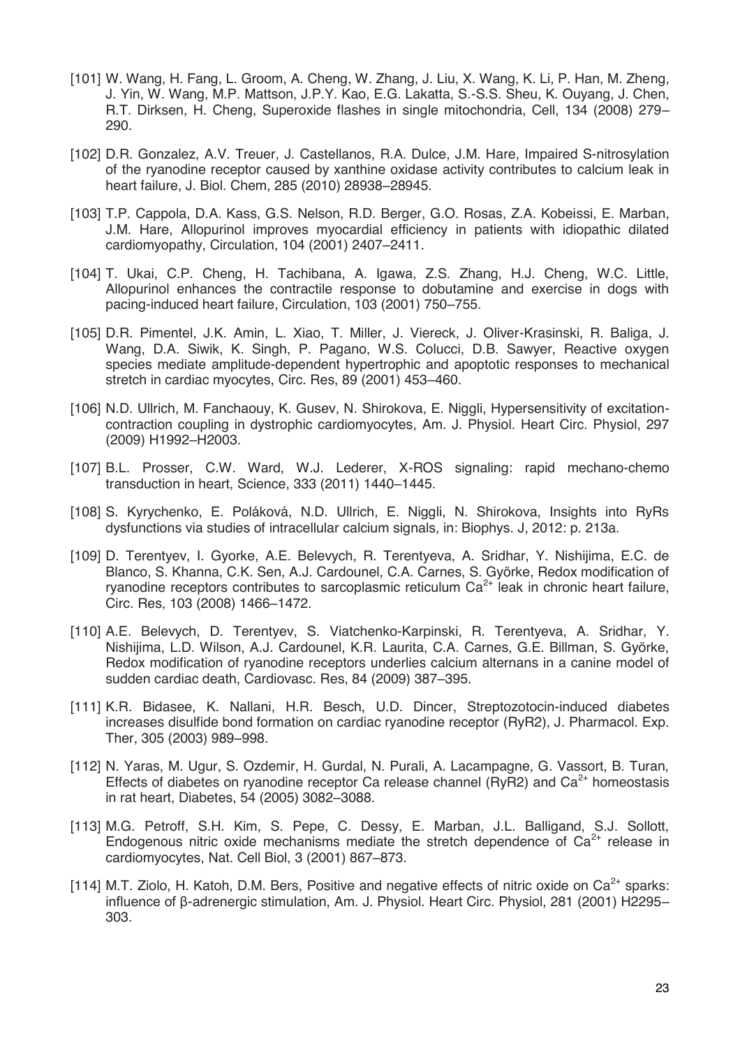[101] W. Wang, H. Fang, L. Groom, A. Cheng, W. Zhang, J. Liu, X. Wang, K. Li, P. Han, M. Zheng, J. Yin, W. Wang, M.P. Mattson, J.P.Y. Kao, E.G. Lakatta, S.-S.S. Sheu, K. Ouyang, J. Chen, R.T. Dirksen, H. Cheng, Superoxide flashes in single mitochondria, Cell, 134 (2008) 279–290.

[102] D.R. Gonzalez, A.V. Treuer, J. Castellanos, R.A. Dulce, J.M. Hare, Impaired S-nitrosylation of the ryanodine receptor caused by xanthine oxidase activity contributes to calcium leak in heart failure, J. Biol. Chem, 285 (2010) 28938–28945.

[103] T.P. Cappola, D.A. Kass, G.S. Nelson, R.D. Berger, G.O. Rosas, Z.A. Kobeissi, E. Marban, J.M. Hare, Allopurinol improves myocardial efficiency in patients with idiopathic dilated cardiomyopathy, Circulation, 104 (2001) 2407–2411.

[104] T. Ukai, C.P. Cheng, H. Tachibana, A. Igawa, Z.S. Zhang, H.J. Cheng, W.C. Little, Allopurinol enhances the contractile response to dobutamine and exercise in dogs with pacing-induced heart failure, Circulation, 103 (2001) 750–755.

[105] D.R. Pimentel, J.K. Amin, L. Xiao, T. Miller, J. Viereck, J. Oliver-Krasinski, R. Baliga, J. Wang, D.A. Siwik, K. Singh, P. Pagano, W.S. Colucci, D.B. Sawyer, Reactive oxygen species mediate amplitude-dependent hypertrophic and apoptotic responses to mechanical stretch in cardiac myocytes, Circ. Res, 89 (2001) 453–460.

[106] N.D. Ullrich, M. Fanchaouy, K. Gusev, N. Shirokova, E. Niggli, Hypersensitivity of excitation-contraction coupling in dystrophic cardiomyocytes, Am. J. Physiol. Heart Circ. Physiol, 297 (2009) H1992–H2003.

[107] B.L. Prosser, C.W. Ward, W.J. Lederer, X-ROS signaling: rapid mechano-chemo transduction in heart, Science, 333 (2011) 1440–1445.

[108] S. Kyrychenko, E. Poláková, N.D. Ullrich, E. Niggli, N. Shirokova, Insights into RyRs dysfunctions via studies of intracellular calcium signals, in: Biophys. J, 2012: p. 213a.

[109] D. Terentyev, I. Gyorke, A.E. Belevych, R. Terentyeva, A. Sridhar, Y. Nishijima, E.C. de Blanco, S. Khanna, C.K. Sen, A.J. Cardounel, C.A. Carnes, S. Györke, Redox modification of ryanodine receptors contributes to sarcoplasmic reticulum $Ca^{2+}$ leak in chronic heart failure, Circ. Res, 103 (2008) 1466–1472.

[110] A.E. Belevych, D. Terentyev, S. Viatchenko-Karpinski, R. Terentyeva, A. Sridhar, Y. Nishijima, L.D. Wilson, A.J. Cardounel, K.R. Laurita, C.A. Carnes, G.E. Billman, S. Györke, Redox modification of ryanodine receptors underlies calcium alternans in a canine model of sudden cardiac death, Cardiovasc. Res, 84 (2009) 387–395.

[111] K.R. Bidasee, K. Nallani, H.R. Besch, U.D. Dincer, Streptozotocin-induced diabetes increases disulfide bond formation on cardiac ryanodine receptor (RyR2), J. Pharmacol. Exp. Ther, 305 (2003) 989–998.

[112] N. Yaras, M. Ugur, S. Ozdemir, H. Gurdal, N. Purali, A. Lacampagne, G. Vassort, B. Turan, Effects of diabetes on ryanodine receptor Ca release channel (RyR2) and $Ca^{2+}$ homeostasis in rat heart, Diabetes, 54 (2005) 3082–3088.

[113] M.G. Petroff, S.H. Kim, S. Pepe, C. Dessy, E. Marban, J.L. Balligand, S.J. Sollott, Endogenous nitric oxide mechanisms mediate the stretch dependence of $Ca^{2+}$ release in cardiomyocytes, Nat. Cell Biol, 3 (2001) 867–873.

[114] M.T. Ziolo, H. Katoh, D.M. Bers, Positive and negative effects of nitric oxide on $Ca^{2+}$ sparks: influence of β-adrenergic stimulation, Am. J. Physiol. Heart Circ. Physiol, 281 (2001) H2295–303.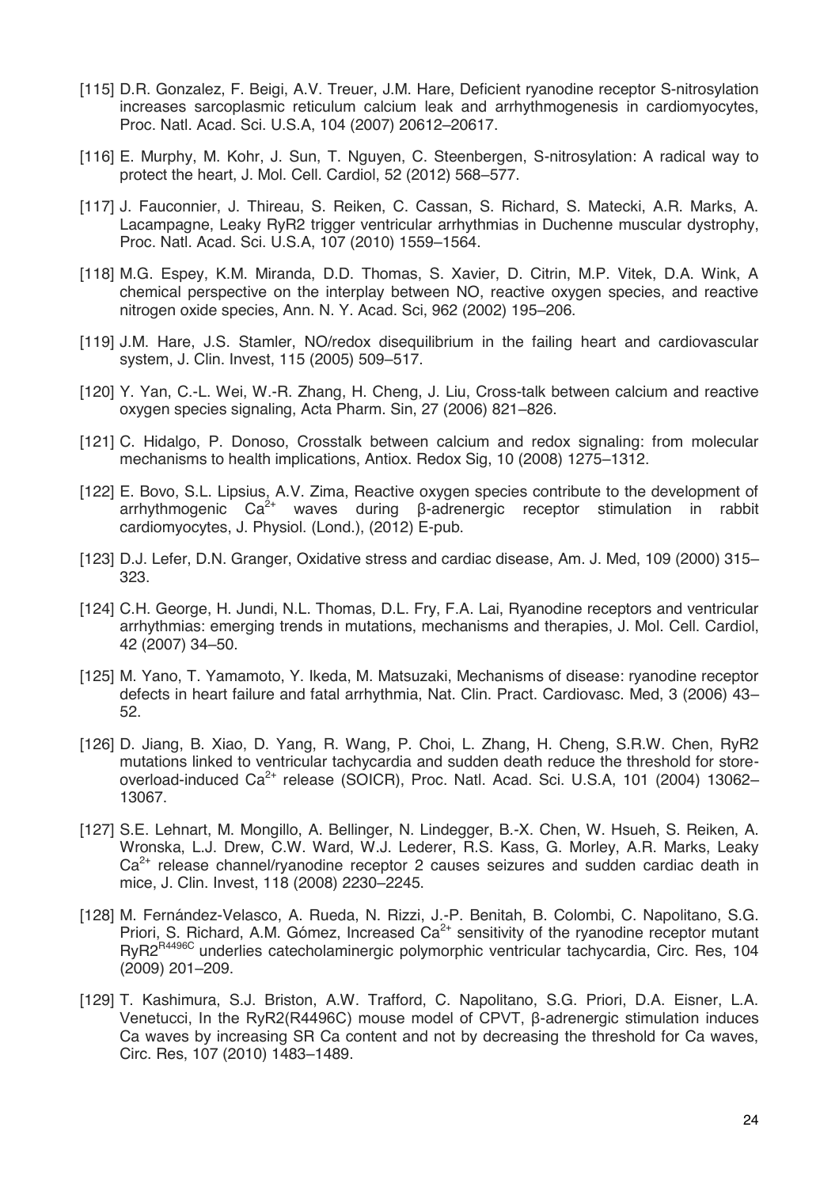[115] D.R. Gonzalez, F. Beigi, A.V. Treuer, J.M. Hare, Deficient ryanodine receptor S-nitrosylation increases sarcoplasmic reticulum calcium leak and arrhythmogenesis in cardiomyocytes, Proc. Natl. Acad. Sci. U.S.A, 104 (2007) 20612–20617.

[116] E. Murphy, M. Kohr, J. Sun, T. Nguyen, C. Steenbergen, S-nitrosylation: A radical way to protect the heart, J. Mol. Cell. Cardiol, 52 (2012) 568–577.

[117] J. Fauconnier, J. Thireau, S. Reiken, C. Cassan, S. Richard, S. Matecki, A.R. Marks, A. Lacampagne, Leaky RyR2 trigger ventricular arrhythmias in Duchenne muscular dystrophy, Proc. Natl. Acad. Sci. U.S.A, 107 (2010) 1559–1564.

[118] M.G. Espey, K.M. Miranda, D.D. Thomas, S. Xavier, D. Citrin, M.P. Vitek, D.A. Wink, A chemical perspective on the interplay between NO, reactive oxygen species, and reactive nitrogen oxide species, Ann. N. Y. Acad. Sci, 962 (2002) 195–206.

[119] J.M. Hare, J.S. Stamler, NO/redox disequilibrium in the failing heart and cardiovascular system, J. Clin. Invest, 115 (2005) 509–517.

[120] Y. Yan, C.-L. Wei, W.-R. Zhang, H. Cheng, J. Liu, Cross-talk between calcium and reactive oxygen species signaling, Acta Pharm. Sin, 27 (2006) 821–826.

[121] C. Hidalgo, P. Donoso, Crosstalk between calcium and redox signaling: from molecular mechanisms to health implications, Antiox. Redox Sig, 10 (2008) 1275–1312.

[122] E. Bovo, S.L. Lipsius, A.V. Zima, Reactive oxygen species contribute to the development of arrhythmogenic $Ca^{2+}$ waves during β-adrenergic receptor stimulation in rabbit cardiomyocytes, J. Physiol. (Lond.), (2012) E-pub.

[123] D.J. Lefer, D.N. Granger, Oxidative stress and cardiac disease, Am. J. Med, 109 (2000) 315–323.

[124] C.H. George, H. Jundi, N.L. Thomas, D.L. Fry, F.A. Lai, Ryanodine receptors and ventricular arrhythmias: emerging trends in mutations, mechanisms and therapies, J. Mol. Cell. Cardiol, 42 (2007) 34–50.

[125] M. Yano, T. Yamamoto, Y. Ikeda, M. Matsuzaki, Mechanisms of disease: ryanodine receptor defects in heart failure and fatal arrhythmia, Nat. Clin. Pract. Cardiovasc. Med, 3 (2006) 43–52.

[126] D. Jiang, B. Xiao, D. Yang, R. Wang, P. Choi, L. Zhang, H. Cheng, S.R.W. Chen, RyR2 mutations linked to ventricular tachycardia and sudden death reduce the threshold for store-overload-induced $Ca^{2+}$ release (SOICR), Proc. Natl. Acad. Sci. U.S.A, 101 (2004) 13062–13067.

[127] S.E. Lehnart, M. Mongillo, A. Bellinger, N. Lindegger, B.-X. Chen, W. Hsueh, S. Reiken, A. Wronska, L.J. Drew, C.W. Ward, W.J. Lederer, R.S. Kass, G. Morley, A.R. Marks, Leaky $Ca^{2+}$ release channel/ryanodine receptor 2 causes seizures and sudden cardiac death in mice, J. Clin. Invest, 118 (2008) 2230–2245.

[128] M. Fernández-Velasco, A. Rueda, N. Rizzi, J.-P. Benitah, B. Colombi, C. Napolitano, S.G. Priori, S. Richard, A.M. Gómez, Increased $Ca^{2+}$ sensitivity of the ryanodine receptor mutant $RyR2^{R4496C}$ underlies catecholaminergic polymorphic ventricular tachycardia, Circ. Res, 104 (2009) 201–209.

[129] T. Kashimura, S.J. Briston, A.W. Trafford, C. Napolitano, S.G. Priori, D.A. Eisner, L.A. Venetucci, In the RyR2(R4496C) mouse model of CPVT, β-adrenergic stimulation induces Ca waves by increasing SR Ca content and not by decreasing the threshold for Ca waves, Circ. Res, 107 (2010) 1483–1489.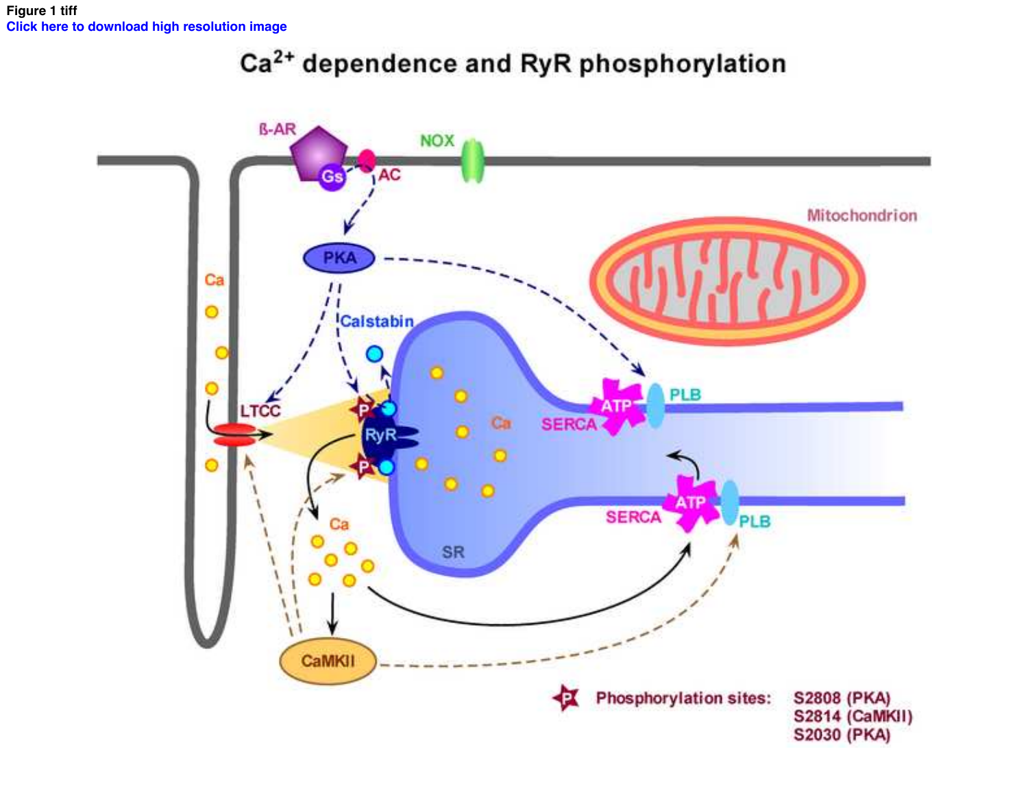Figure 1 tiff

Click here to download high resolution image

# $Ca^{2+}$ dependence and RyR phosphorylation

Phosphorylation sites: S2808 (PKA)
S2814 (CaMKII)
S2030 (PKA)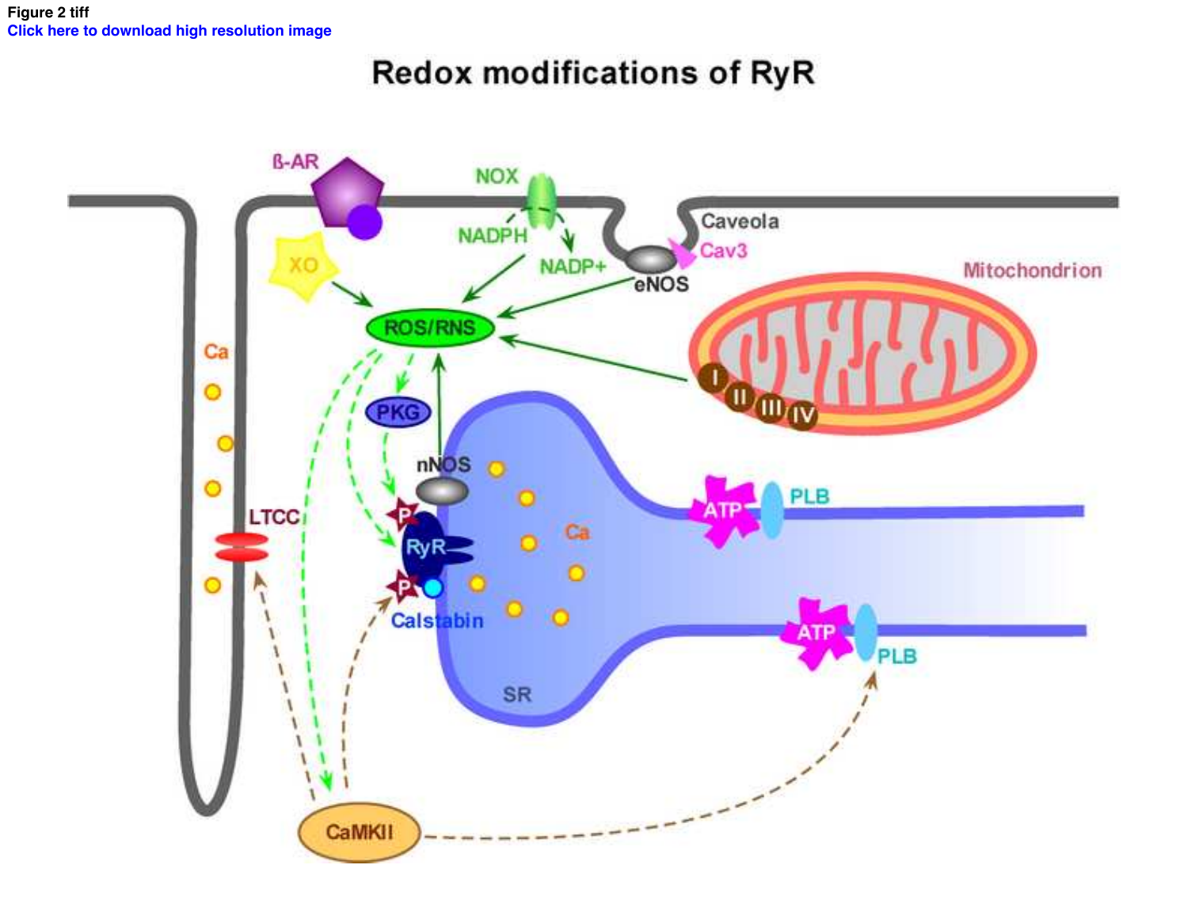Figure 2 tiff
Click here to download high resolution image

Redox modifications of RyR

ß-AR
NOX
NADPH
NADP+
Caveola
Cav3
eNOS
XO
ROS/RNS
Mitochondrion
I
II
III
IV
Ca
PKG
nNOS
P
RyR
P
Calstabin
Ca
LTCC
ATP
PLB
ATP
PLB
SR
CaMKII